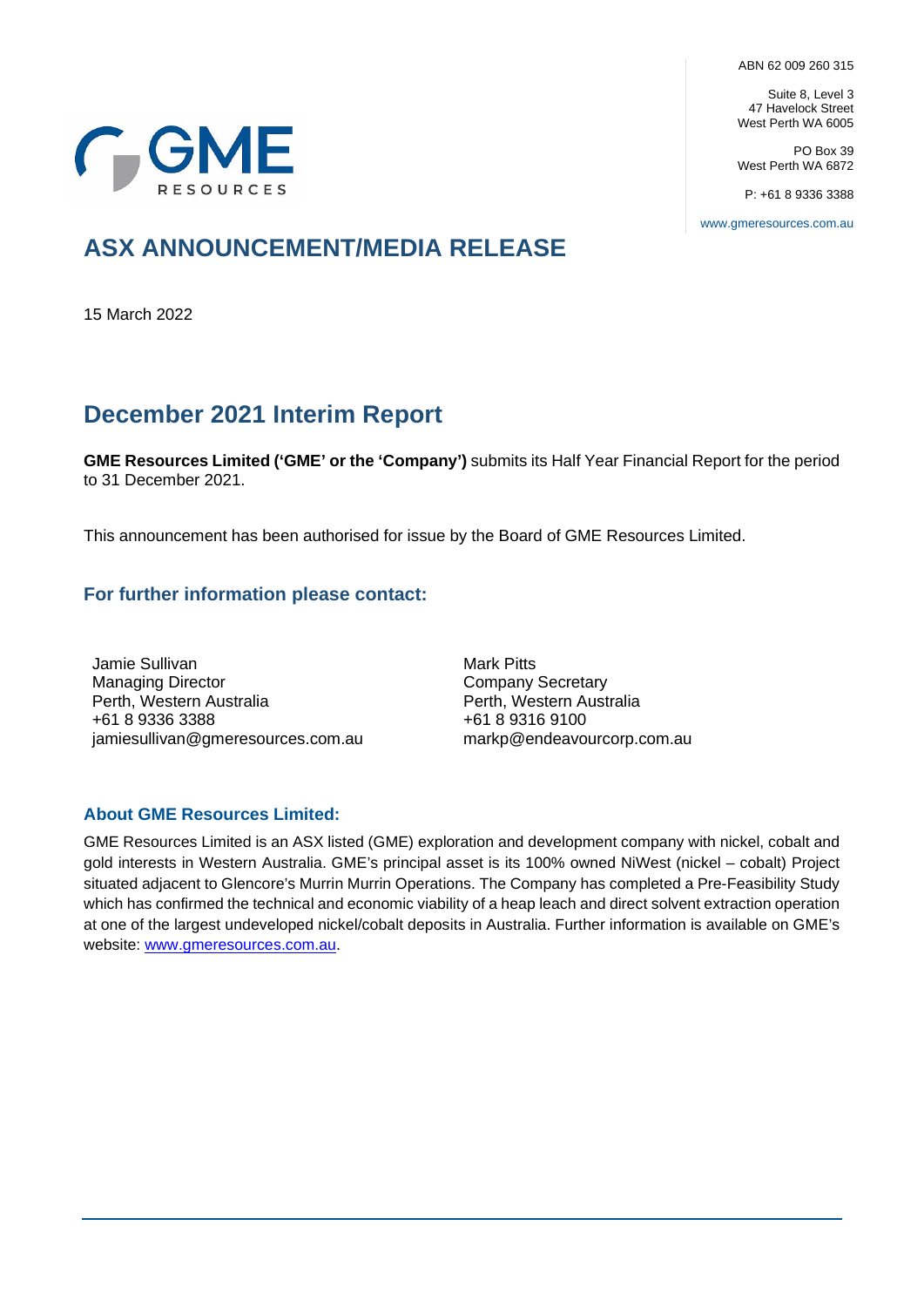GME RESOURCES

ABN 62 009 260 315

Suite 8, Level 3
47 Havelock Street
West Perth WA 6005

PO Box 39
West Perth WA 6872

P: +61 8 9336 3388

www.gmeresources.com.au

# ASX ANNOUNCEMENT/MEDIA RELEASE

15 March 2022

## December 2021 Interim Report

**GME Resources Limited ('GME' or the 'Company')** submits its Half Year Financial Report for the period to 31 December 2021.

This announcement has been authorised for issue by the Board of GME Resources Limited.

### For further information please contact:

Jamie Sullivan
Managing Director
Perth, Western Australia
+61 8 9336 3388
jamiesullivan@gmeresources.com.au

Mark Pitts
Company Secretary
Perth, Western Australia
+61 8 9316 9100
markp@endeavourcorp.com.au

### About GME Resources Limited:

GME Resources Limited is an ASX listed (GME) exploration and development company with nickel, cobalt and gold interests in Western Australia. GME's principal asset is its 100% owned NiWest (nickel – cobalt) Project situated adjacent to Glencore's Murrin Murrin Operations. The Company has completed a Pre-Feasibility Study which has confirmed the technical and economic viability of a heap leach and direct solvent extraction operation at one of the largest undeveloped nickel/cobalt deposits in Australia. Further information is available on GME's website: www.gmeresources.com.au.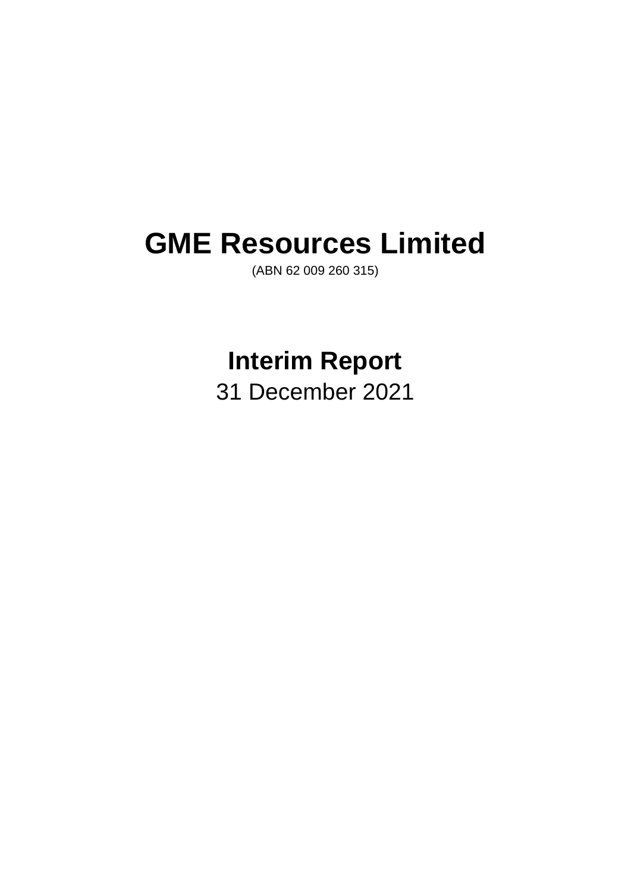# GME Resources Limited

(ABN 62 009 260 315)

## Interim Report

31 December 2021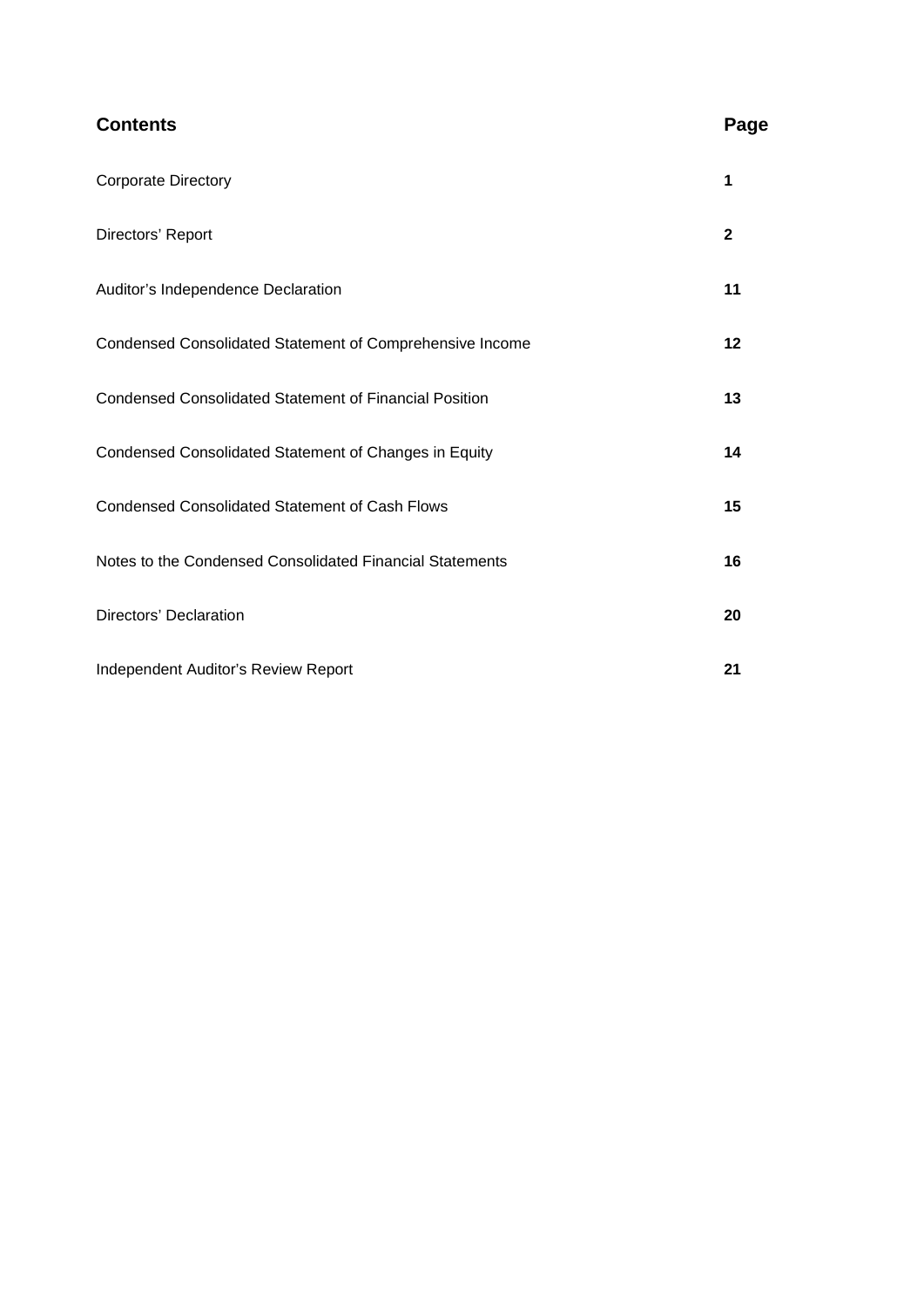| **Contents** | **Page** |
|---|---|
| Corporate Directory | **1** |
| Directors' Report | **2** |
| Auditor's Independence Declaration | **11** |
| Condensed Consolidated Statement of Comprehensive Income | **12** |
| Condensed Consolidated Statement of Financial Position | **13** |
| Condensed Consolidated Statement of Changes in Equity | **14** |
| Condensed Consolidated Statement of Cash Flows | **15** |
| Notes to the Condensed Consolidated Financial Statements | **16** |
| Directors' Declaration | **20** |
| Independent Auditor's Review Report | **21** |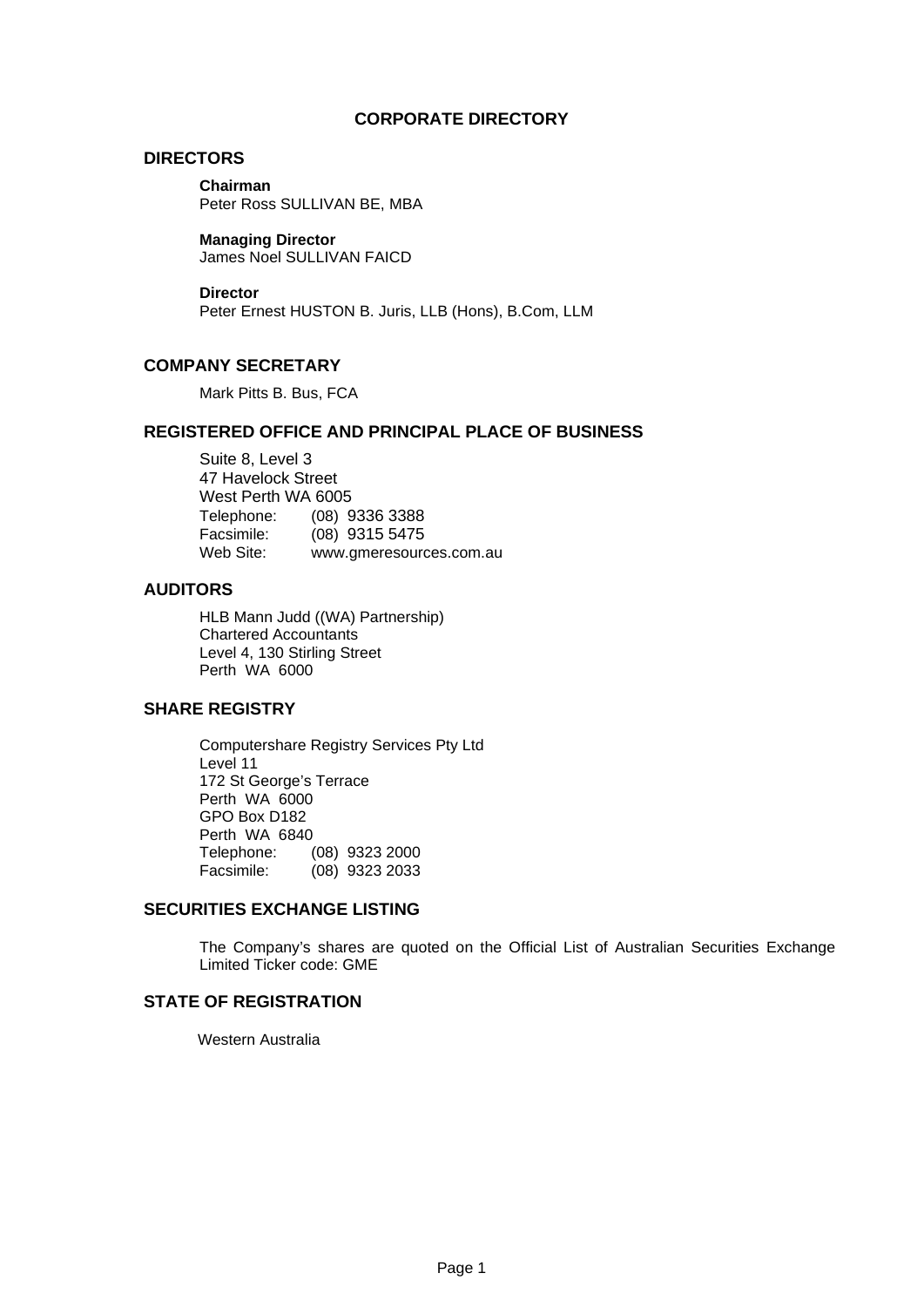# CORPORATE DIRECTORY

## DIRECTORS

**Chairman**
Peter Ross SULLIVAN BE, MBA

**Managing Director**
James Noel SULLIVAN FAICD

**Director**
Peter Ernest HUSTON B. Juris, LLB (Hons), B.Com, LLM

## COMPANY SECRETARY

Mark Pitts B. Bus, FCA

## REGISTERED OFFICE AND PRINCIPAL PLACE OF BUSINESS

Suite 8, Level 3
47 Havelock Street
West Perth WA 6005
Telephone: (08) 9336 3388
Facsimile: (08) 9315 5475
Web Site: www.gmeresources.com.au

## AUDITORS

HLB Mann Judd ((WA) Partnership)
Chartered Accountants
Level 4, 130 Stirling Street
Perth WA 6000

## SHARE REGISTRY

Computershare Registry Services Pty Ltd
Level 11
172 St George's Terrace
Perth WA 6000
GPO Box D182
Perth WA 6840
Telephone: (08) 9323 2000
Facsimile: (08) 9323 2033

## SECURITIES EXCHANGE LISTING

The Company's shares are quoted on the Official List of Australian Securities Exchange Limited Ticker code: GME

## STATE OF REGISTRATION

Western Australia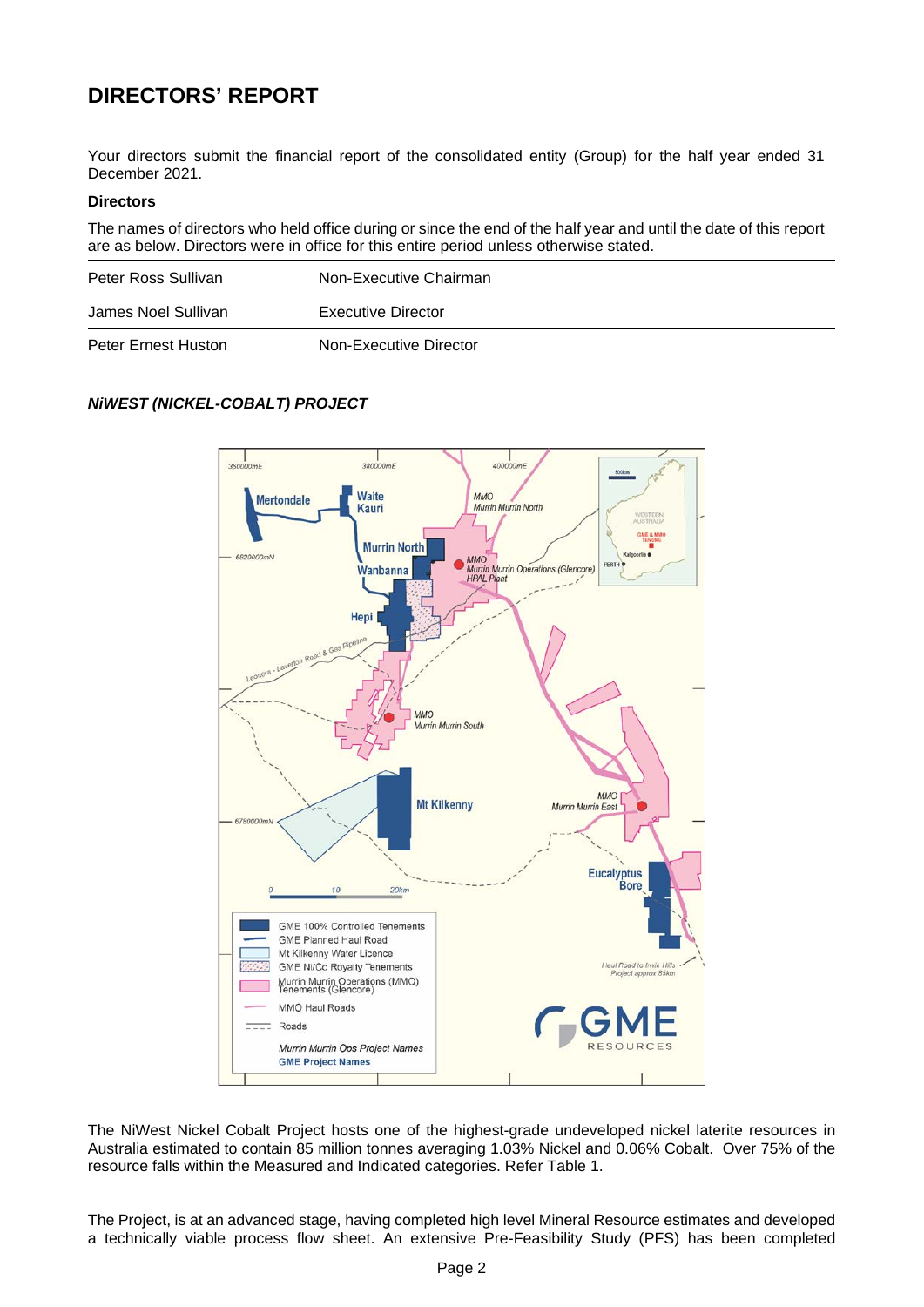# DIRECTORS' REPORT

Your directors submit the financial report of the consolidated entity (Group) for the half year ended 31 December 2021.

**Directors**

The names of directors who held office during or since the end of the half year and until the date of this report are as below. Directors were in office for this entire period unless otherwise stated.

| | |
|---|---|
| Peter Ross Sullivan | Non-Executive Chairman |
| James Noel Sullivan | Executive Director |
| Peter Ernest Huston | Non-Executive Director |

***NiWEST (NICKEL-COBALT) PROJECT***

The NiWest Nickel Cobalt Project hosts one of the highest-grade undeveloped nickel laterite resources in Australia estimated to contain 85 million tonnes averaging 1.03% Nickel and 0.06% Cobalt. Over 75% of the resource falls within the Measured and Indicated categories. Refer Table 1.

The Project, is at an advanced stage, having completed high level Mineral Resource estimates and developed a technically viable process flow sheet. An extensive Pre-Feasibility Study (PFS) has been completed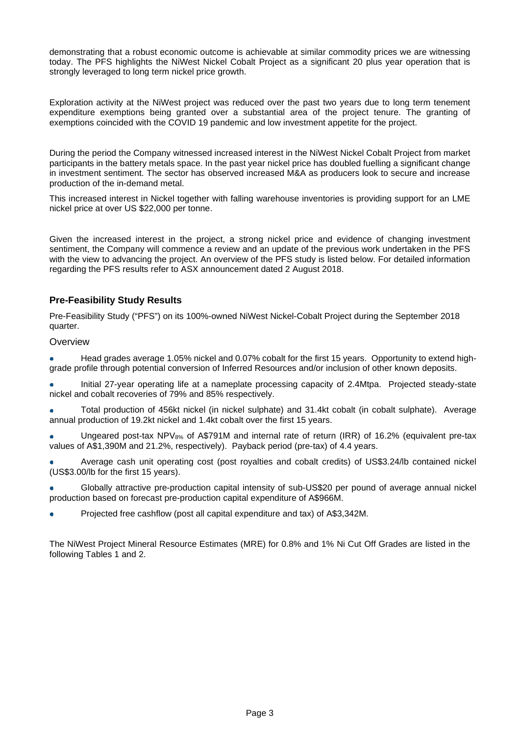demonstrating that a robust economic outcome is achievable at similar commodity prices we are witnessing today. The PFS highlights the NiWest Nickel Cobalt Project as a significant 20 plus year operation that is strongly leveraged to long term nickel price growth.

Exploration activity at the NiWest project was reduced over the past two years due to long term tenement expenditure exemptions being granted over a substantial area of the project tenure. The granting of exemptions coincided with the COVID 19 pandemic and low investment appetite for the project.

During the period the Company witnessed increased interest in the NiWest Nickel Cobalt Project from market participants in the battery metals space. In the past year nickel price has doubled fuelling a significant change in investment sentiment. The sector has observed increased M&A as producers look to secure and increase production of the in-demand metal.

This increased interest in Nickel together with falling warehouse inventories is providing support for an LME nickel price at over US $22,000 per tonne.

Given the increased interest in the project, a strong nickel price and evidence of changing investment sentiment, the Company will commence a review and an update of the previous work undertaken in the PFS with the view to advancing the project. An overview of the PFS study is listed below. For detailed information regarding the PFS results refer to ASX announcement dated 2 August 2018.

## Pre-Feasibility Study Results

Pre-Feasibility Study ("PFS") on its 100%-owned NiWest Nickel-Cobalt Project during the September 2018 quarter.

### Overview

- Head grades average 1.05% nickel and 0.07% cobalt for the first 15 years. Opportunity to extend high-grade profile through potential conversion of Inferred Resources and/or inclusion of other known deposits.
- Initial 27-year operating life at a nameplate processing capacity of 2.4Mtpa. Projected steady-state nickel and cobalt recoveries of 79% and 85% respectively.
- Total production of 456kt nickel (in nickel sulphate) and 31.4kt cobalt (in cobalt sulphate). Average annual production of 19.2kt nickel and 1.4kt cobalt over the first 15 years.
- Ungeared post-tax $NPV_{8\%}$ of A$791M and internal rate of return (IRR) of 16.2% (equivalent pre-tax values of A$1,390M and 21.2%, respectively). Payback period (pre-tax) of 4.4 years.
- Average cash unit operating cost (post royalties and cobalt credits) of US$3.24/lb contained nickel (US$3.00/lb for the first 15 years).
- Globally attractive pre-production capital intensity of sub-US$20 per pound of average annual nickel production based on forecast pre-production capital expenditure of A$966M.
- Projected free cashflow (post all capital expenditure and tax) of A$3,342M.

The NiWest Project Mineral Resource Estimates (MRE) for 0.8% and 1% Ni Cut Off Grades are listed in the following Tables 1 and 2.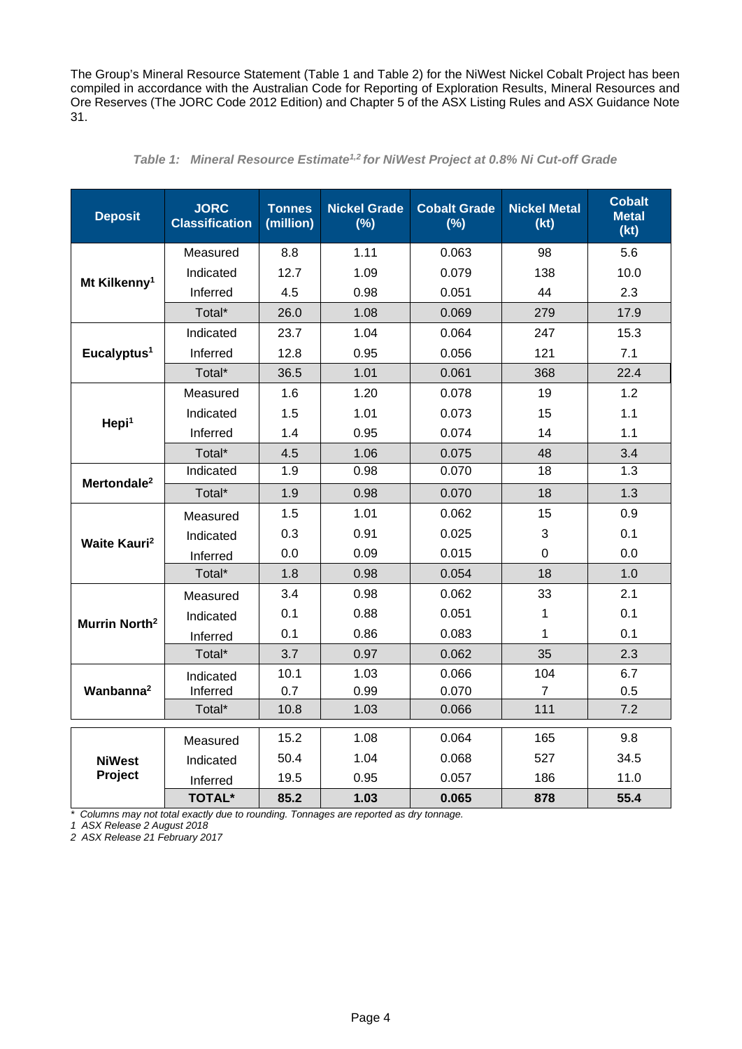The Group's Mineral Resource Statement (Table 1 and Table 2) for the NiWest Nickel Cobalt Project has been compiled in accordance with the Australian Code for Reporting of Exploration Results, Mineral Resources and Ore Reserves (The JORC Code 2012 Edition) and Chapter 5 of the ASX Listing Rules and ASX Guidance Note 31.

*Table 1: Mineral Resource Estimate[1,2] for NiWest Project at 0.8% Ni Cut-off Grade*

| Deposit | JORC Classification | Tonnes (million) | Nickel Grade (%) | Cobalt Grade (%) | Nickel Metal (kt) | Cobalt Metal (kt) |
|---|---|---|---|---|---|---|
| Mt Kilkenny[1] | Measured | 8.8 | 1.11 | 0.063 | 98 | 5.6 |
| | Indicated | 12.7 | 1.09 | 0.079 | 138 | 10.0 |
| | Inferred | 4.5 | 0.98 | 0.051 | 44 | 2.3 |
| | Total* | 26.0 | 1.08 | 0.069 | 279 | 17.9 |
| Eucalyptus[1] | Indicated | 23.7 | 1.04 | 0.064 | 247 | 15.3 |
| | Inferred | 12.8 | 0.95 | 0.056 | 121 | 7.1 |
| | Total* | 36.5 | 1.01 | 0.061 | 368 | 22.4 |
| Hepi[1] | Measured | 1.6 | 1.20 | 0.078 | 19 | 1.2 |
| | Indicated | 1.5 | 1.01 | 0.073 | 15 | 1.1 |
| | Inferred | 1.4 | 0.95 | 0.074 | 14 | 1.1 |
| | Total* | 4.5 | 1.06 | 0.075 | 48 | 3.4 |
| Mertondale[2] | Indicated | 1.9 | 0.98 | 0.070 | 18 | 1.3 |
| | Total* | 1.9 | 0.98 | 0.070 | 18 | 1.3 |
| Waite Kauri[2] | Measured | 1.5 | 1.01 | 0.062 | 15 | 0.9 |
| | Indicated | 0.3 | 0.91 | 0.025 | 3 | 0.1 |
| | Inferred | 0.0 | 0.09 | 0.015 | 0 | 0.0 |
| | Total* | 1.8 | 0.98 | 0.054 | 18 | 1.0 |
| Murrin North[2] | Measured | 3.4 | 0.98 | 0.062 | 33 | 2.1 |
| | Indicated | 0.1 | 0.88 | 0.051 | 1 | 0.1 |
| | Inferred | 0.1 | 0.86 | 0.083 | 1 | 0.1 |
| | Total* | 3.7 | 0.97 | 0.062 | 35 | 2.3 |
| Wanbanna[2] | Indicated | 10.1 | 1.03 | 0.066 | 104 | 6.7 |
| | Inferred | 0.7 | 0.99 | 0.070 | 7 | 0.5 |
| | Total* | 10.8 | 1.03 | 0.066 | 111 | 7.2 |
| NiWest Project | Measured | 15.2 | 1.08 | 0.064 | 165 | 9.8 |
| | Indicated | 50.4 | 1.04 | 0.068 | 527 | 34.5 |
| | Inferred | 19.5 | 0.95 | 0.057 | 186 | 11.0 |
| | **TOTAL*** | **85.2** | **1.03** | **0.065** | **878** | **55.4** |

*\* Columns may not total exactly due to rounding. Tonnages are reported as dry tonnage.*
*1 ASX Release 2 August 2018*
*2 ASX Release 21 February 2017*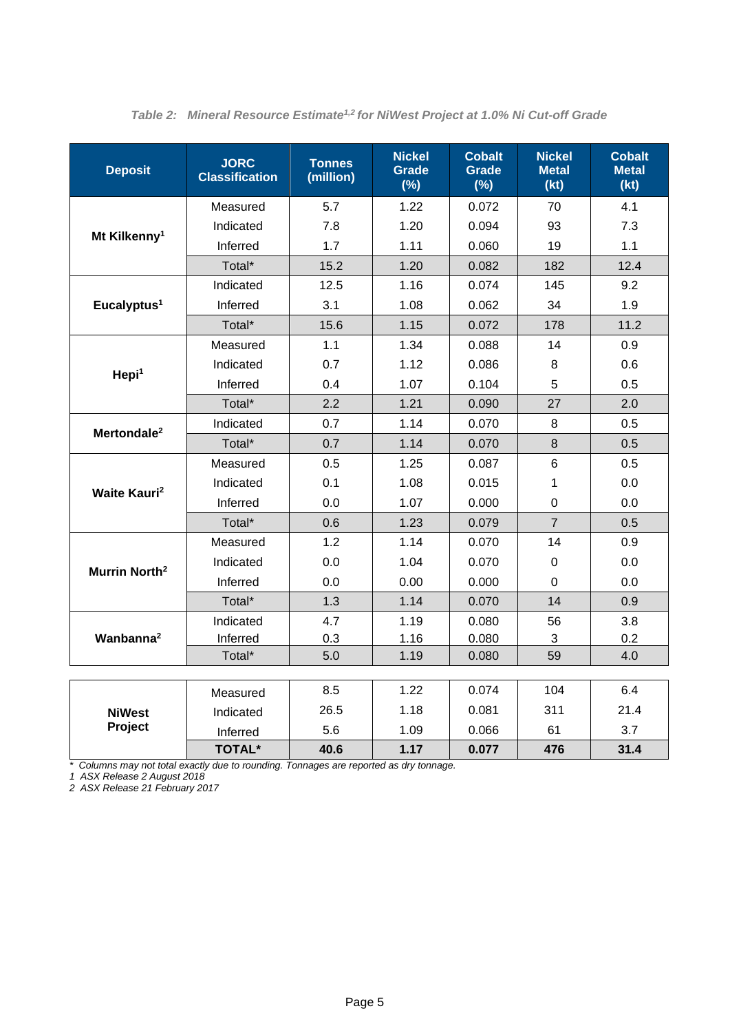*Table 2: Mineral Resource Estimate[1,2] for NiWest Project at 1.0% Ni Cut-off Grade*

| Deposit | JORC Classification | Tonnes (million) | Nickel Grade (%) | Cobalt Grade (%) | Nickel Metal (kt) | Cobalt Metal (kt) |
|---|---|---|---|---|---|---|
| Mt Kilkenny[1] | Measured | 5.7 | 1.22 | 0.072 | 70 | 4.1 |
| | Indicated | 7.8 | 1.20 | 0.094 | 93 | 7.3 |
| | Inferred | 1.7 | 1.11 | 0.060 | 19 | 1.1 |
| | Total* | 15.2 | 1.20 | 0.082 | 182 | 12.4 |
| Eucalyptus[1] | Indicated | 12.5 | 1.16 | 0.074 | 145 | 9.2 |
| | Inferred | 3.1 | 1.08 | 0.062 | 34 | 1.9 |
| | Total* | 15.6 | 1.15 | 0.072 | 178 | 11.2 |
| Hepi[1] | Measured | 1.1 | 1.34 | 0.088 | 14 | 0.9 |
| | Indicated | 0.7 | 1.12 | 0.086 | 8 | 0.6 |
| | Inferred | 0.4 | 1.07 | 0.104 | 5 | 0.5 |
| | Total* | 2.2 | 1.21 | 0.090 | 27 | 2.0 |
| Mertondale[2] | Indicated | 0.7 | 1.14 | 0.070 | 8 | 0.5 |
| | Total* | 0.7 | 1.14 | 0.070 | 8 | 0.5 |
| Waite Kauri[2] | Measured | 0.5 | 1.25 | 0.087 | 6 | 0.5 |
| | Indicated | 0.1 | 1.08 | 0.015 | 1 | 0.0 |
| | Inferred | 0.0 | 1.07 | 0.000 | 0 | 0.0 |
| | Total* | 0.6 | 1.23 | 0.079 | 7 | 0.5 |
| Murrin North[2] | Measured | 1.2 | 1.14 | 0.070 | 14 | 0.9 |
| | Indicated | 0.0 | 1.04 | 0.070 | 0 | 0.0 |
| | Inferred | 0.0 | 0.00 | 0.000 | 0 | 0.0 |
| | Total* | 1.3 | 1.14 | 0.070 | 14 | 0.9 |
| Wanbanna[2] | Indicated | 4.7 | 1.19 | 0.080 | 56 | 3.8 |
| | Inferred | 0.3 | 1.16 | 0.080 | 3 | 0.2 |
| | Total* | 5.0 | 1.19 | 0.080 | 59 | 4.0 |
| NiWest Project | Measured | 8.5 | 1.22 | 0.074 | 104 | 6.4 |
| | Indicated | 26.5 | 1.18 | 0.081 | 311 | 21.4 |
| | Inferred | 5.6 | 1.09 | 0.066 | 61 | 3.7 |
| | **TOTAL*** | **40.6** | **1.17** | **0.077** | **476** | **31.4** |

*\* Columns may not total exactly due to rounding. Tonnages are reported as dry tonnage.*

*1 ASX Release 2 August 2018*

*2 ASX Release 21 February 2017*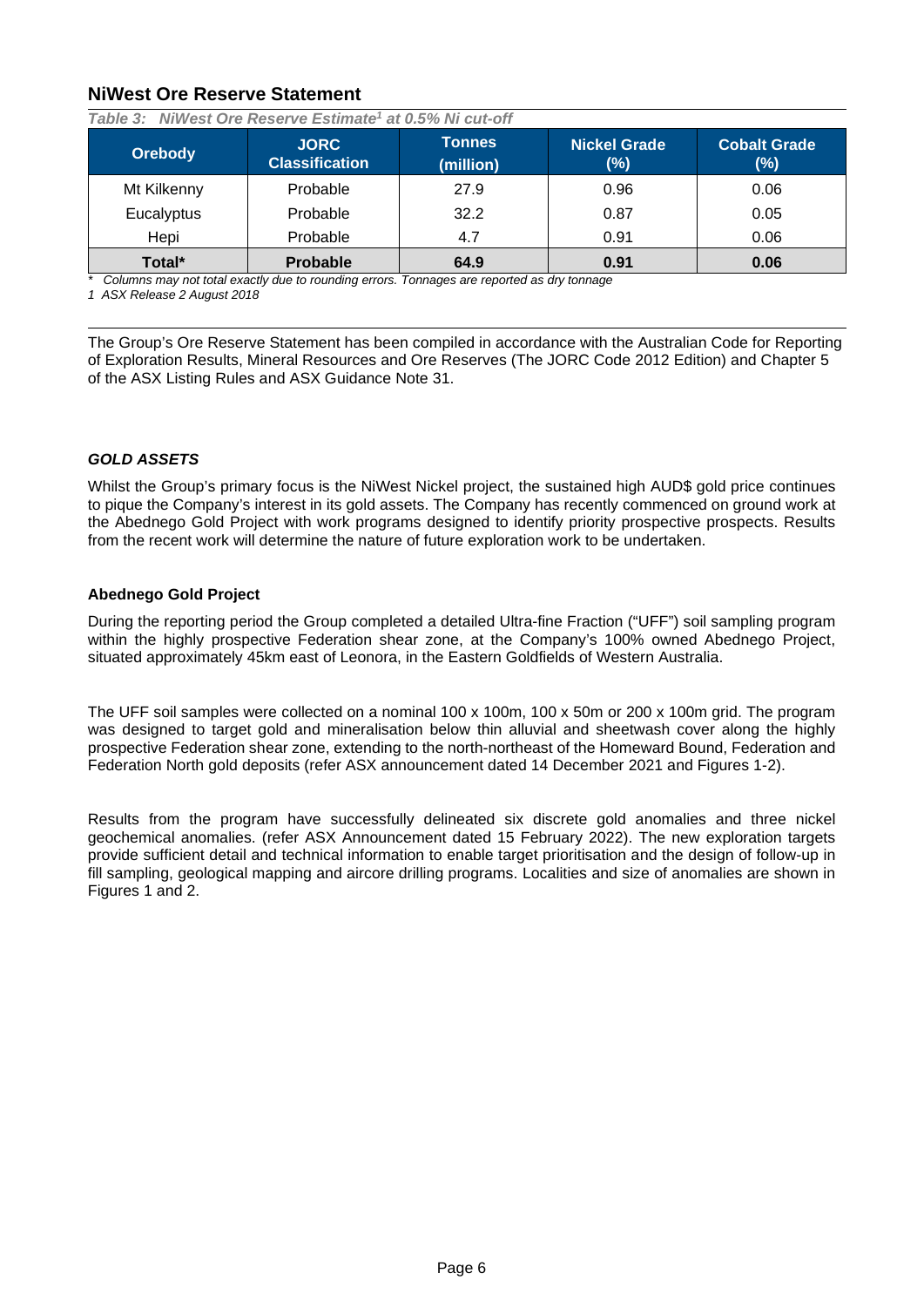## NiWest Ore Reserve Statement

*Table 3: NiWest Ore Reserve Estimate[1] at 0.5% Ni cut-off*

| Orebody | JORC Classification | Tonnes (million) | Nickel Grade (%) | Cobalt Grade (%) |
|---|---|---|---|---|
| Mt Kilkenny | Probable | 27.9 | 0.96 | 0.06 |
| Eucalyptus | Probable | 32.2 | 0.87 | 0.05 |
| Hepi | Probable | 4.7 | 0.91 | 0.06 |
| **Total*** | **Probable** | **64.9** | **0.91** | **0.06** |

*\* Columns may not total exactly due to rounding errors. Tonnages are reported as dry tonnage*

*1 ASX Release 2 August 2018*

The Group's Ore Reserve Statement has been compiled in accordance with the Australian Code for Reporting of Exploration Results, Mineral Resources and Ore Reserves (The JORC Code 2012 Edition) and Chapter 5 of the ASX Listing Rules and ASX Guidance Note 31.

### *GOLD ASSETS*

Whilst the Group's primary focus is the NiWest Nickel project, the sustained high AUD$ gold price continues to pique the Company's interest in its gold assets. The Company has recently commenced on ground work at the Abednego Gold Project with work programs designed to identify priority prospective prospects. Results from the recent work will determine the nature of future exploration work to be undertaken.

#### Abednego Gold Project

During the reporting period the Group completed a detailed Ultra-fine Fraction ("UFF") soil sampling program within the highly prospective Federation shear zone, at the Company's 100% owned Abednego Project, situated approximately 45km east of Leonora, in the Eastern Goldfields of Western Australia.

The UFF soil samples were collected on a nominal 100 x 100m, 100 x 50m or 200 x 100m grid. The program was designed to target gold and mineralisation below thin alluvial and sheetwash cover along the highly prospective Federation shear zone, extending to the north-northeast of the Homeward Bound, Federation and Federation North gold deposits (refer ASX announcement dated 14 December 2021 and Figures 1-2).

Results from the program have successfully delineated six discrete gold anomalies and three nickel geochemical anomalies. (refer ASX Announcement dated 15 February 2022). The new exploration targets provide sufficient detail and technical information to enable target prioritisation and the design of follow-up in fill sampling, geological mapping and aircore drilling programs. Localities and size of anomalies are shown in Figures 1 and 2.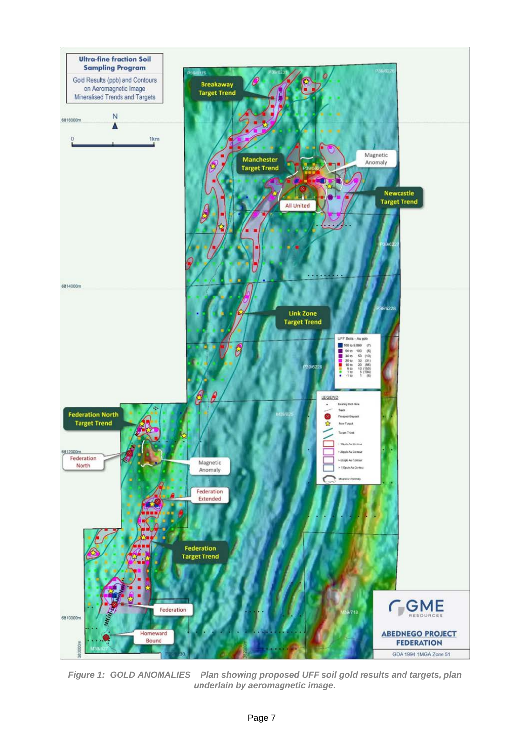***Figure 1: GOLD ANOMALIES** Plan showing proposed UFF soil gold results and targets, plan underlain by aeromagnetic image.*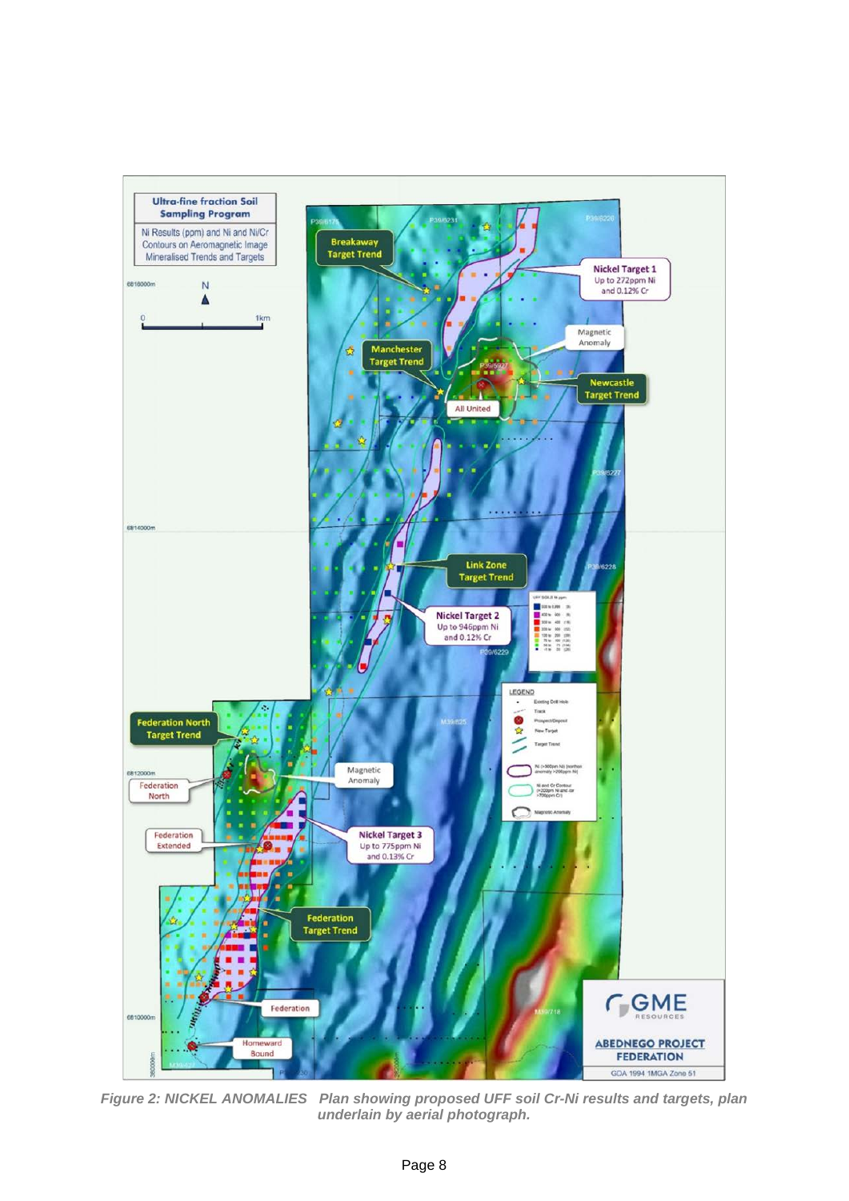*Figure 2: NICKEL ANOMALIES Plan showing proposed UFF soil Cr-Ni results and targets, plan underlain by aerial photograph.*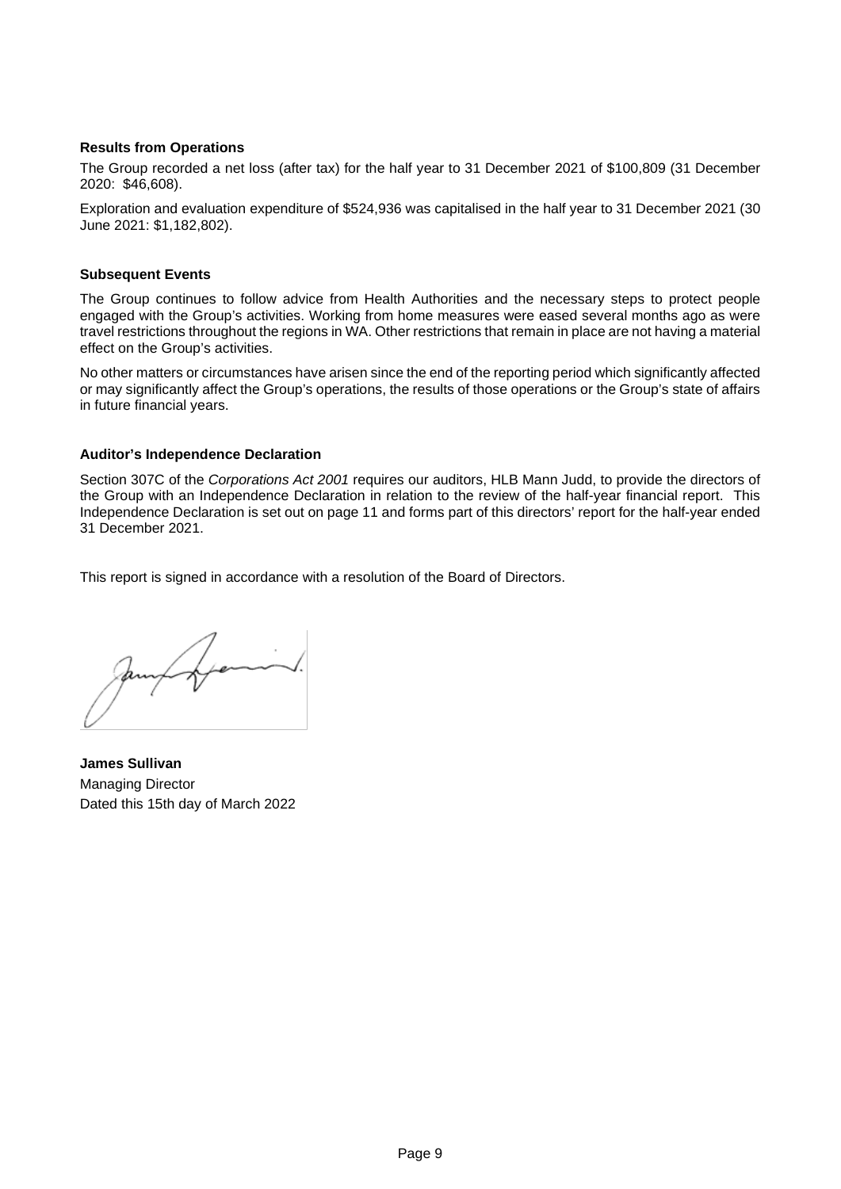**Results from Operations**

The Group recorded a net loss (after tax) for the half year to 31 December 2021 of $100,809 (31 December 2020: $46,608).

Exploration and evaluation expenditure of $524,936 was capitalised in the half year to 31 December 2021 (30 June 2021: $1,182,802).

**Subsequent Events**

The Group continues to follow advice from Health Authorities and the necessary steps to protect people engaged with the Group's activities. Working from home measures were eased several months ago as were travel restrictions throughout the regions in WA. Other restrictions that remain in place are not having a material effect on the Group's activities.

No other matters or circumstances have arisen since the end of the reporting period which significantly affected or may significantly affect the Group's operations, the results of those operations or the Group's state of affairs in future financial years.

**Auditor's Independence Declaration**

Section 307C of the *Corporations Act 2001* requires our auditors, HLB Mann Judd, to provide the directors of the Group with an Independence Declaration in relation to the review of the half-year financial report. This Independence Declaration is set out on page 11 and forms part of this directors' report for the half-year ended 31 December 2021.

This report is signed in accordance with a resolution of the Board of Directors.

**James Sullivan**
Managing Director
Dated this 15th day of March 2022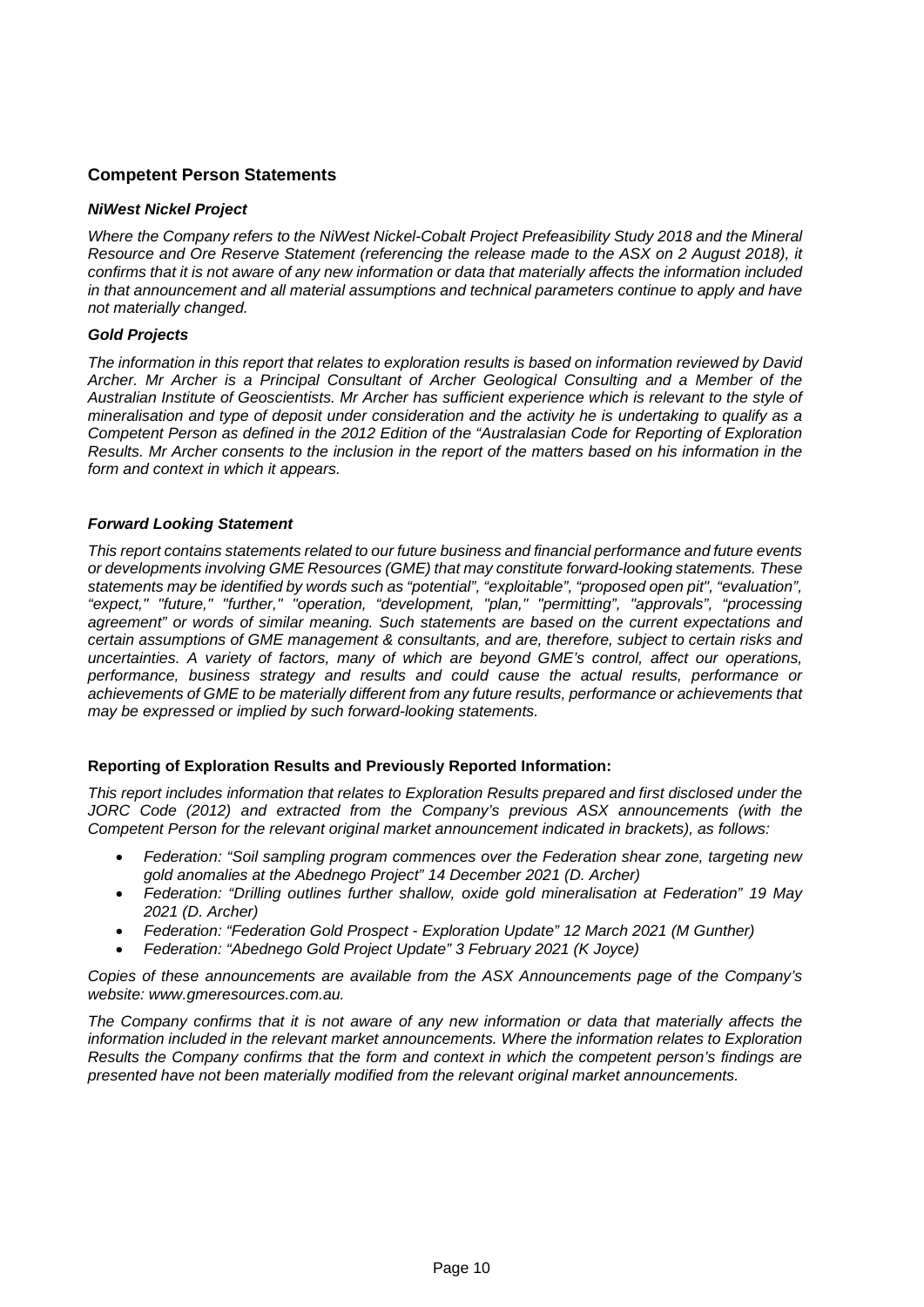## Competent Person Statements

### *NiWest Nickel Project*

*Where the Company refers to the NiWest Nickel-Cobalt Project Prefeasibility Study 2018 and the Mineral Resource and Ore Reserve Statement (referencing the release made to the ASX on 2 August 2018), it confirms that it is not aware of any new information or data that materially affects the information included in that announcement and all material assumptions and technical parameters continue to apply and have not materially changed.*

### *Gold Projects*

*The information in this report that relates to exploration results is based on information reviewed by David Archer. Mr Archer is a Principal Consultant of Archer Geological Consulting and a Member of the Australian Institute of Geoscientists. Mr Archer has sufficient experience which is relevant to the style of mineralisation and type of deposit under consideration and the activity he is undertaking to qualify as a Competent Person as defined in the 2012 Edition of the "Australasian Code for Reporting of Exploration Results. Mr Archer consents to the inclusion in the report of the matters based on his information in the form and context in which it appears.*

### *Forward Looking Statement*

*This report contains statements related to our future business and financial performance and future events or developments involving GME Resources (GME) that may constitute forward-looking statements. These statements may be identified by words such as "potential", "exploitable", "proposed open pit", "evaluation", "expect," "future," "further," "operation, "development, "plan," "permitting", "approvals", "processing agreement" or words of similar meaning. Such statements are based on the current expectations and certain assumptions of GME management & consultants, and are, therefore, subject to certain risks and uncertainties. A variety of factors, many of which are beyond GME's control, affect our operations, performance, business strategy and results and could cause the actual results, performance or achievements of GME to be materially different from any future results, performance or achievements that may be expressed or implied by such forward-looking statements.*

### Reporting of Exploration Results and Previously Reported Information:

*This report includes information that relates to Exploration Results prepared and first disclosed under the JORC Code (2012) and extracted from the Company's previous ASX announcements (with the Competent Person for the relevant original market announcement indicated in brackets), as follows:*

- *Federation: "Soil sampling program commences over the Federation shear zone, targeting new gold anomalies at the Abednego Project" 14 December 2021 (D. Archer)*
- *Federation: "Drilling outlines further shallow, oxide gold mineralisation at Federation" 19 May 2021 (D. Archer)*
- *Federation: "Federation Gold Prospect - Exploration Update" 12 March 2021 (M Gunther)*
- *Federation: "Abednego Gold Project Update" 3 February 2021 (K Joyce)*

*Copies of these announcements are available from the ASX Announcements page of the Company's website: www.gmeresources.com.au.*

*The Company confirms that it is not aware of any new information or data that materially affects the information included in the relevant market announcements. Where the information relates to Exploration Results the Company confirms that the form and context in which the competent person's findings are presented have not been materially modified from the relevant original market announcements.*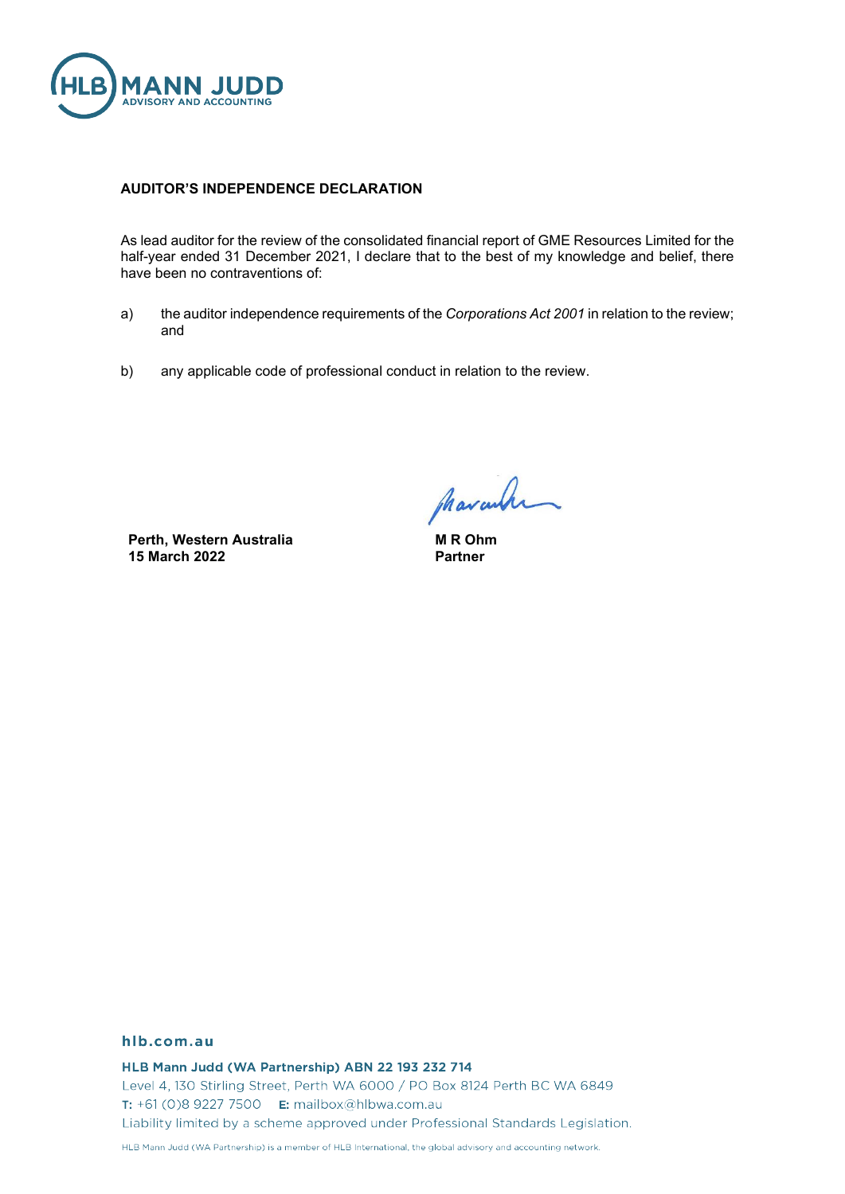**AUDITOR'S INDEPENDENCE DECLARATION**

As lead auditor for the review of the consolidated financial report of GME Resources Limited for the half-year ended 31 December 2021, I declare that to the best of my knowledge and belief, there have been no contraventions of:

a) the auditor independence requirements of the *Corporations Act 2001* in relation to the review; and

b) any applicable code of professional conduct in relation to the review.

**Perth, Western Australia**
**15 March 2022**

**M R Ohm**
**Partner**

**hlb.com.au**

**HLB Mann Judd (WA Partnership) ABN 22 193 232 714**
Level 4, 130 Stirling Street, Perth WA 6000 / PO Box 8124 Perth BC WA 6849
**T:** +61 (0)8 9227 7500 **E:** mailbox@hlbwa.com.au
Liability limited by a scheme approved under Professional Standards Legislation.

HLB Mann Judd (WA Partnership) is a member of HLB International, the global advisory and accounting network.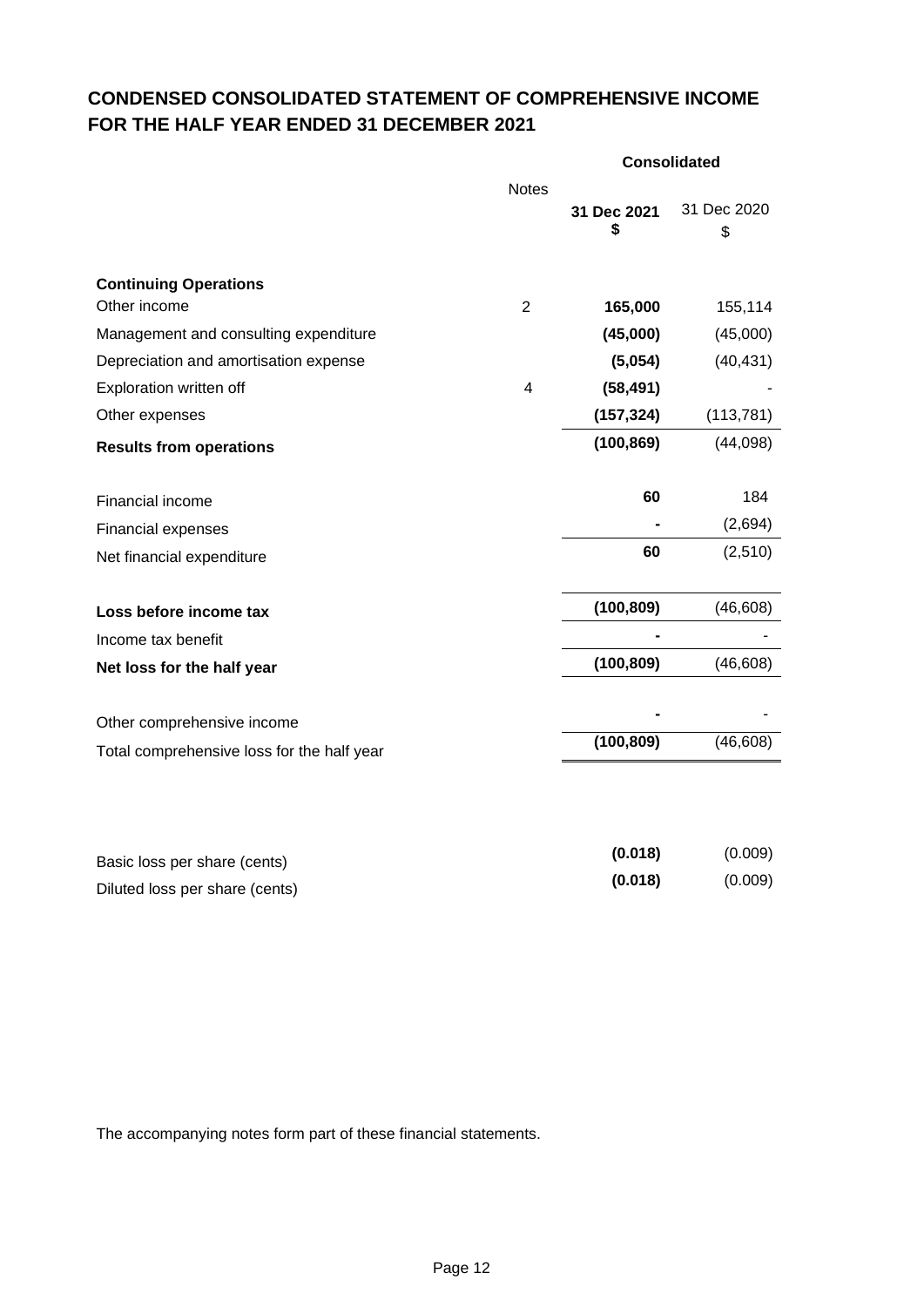# CONDENSED CONSOLIDATED STATEMENT OF COMPREHENSIVE INCOME FOR THE HALF YEAR ENDED 31 DECEMBER 2021

| | Notes | Consolidated | |
|---|---|---|---|
| | | **31 Dec 2021** **$** | 31 Dec 2020 $ |
| **Continuing Operations** | | | |
| Other income | 2 | **165,000** | 155,114 |
| Management and consulting expenditure | | **(45,000)** | (45,000) |
| Depreciation and amortisation expense | | **(5,054)** | (40,431) |
| Exploration written off | 4 | **(58,491)** | - |
| Other expenses | | **(157,324)** | (113,781) |
| **Results from operations** | | **(100,869)** | (44,098) |
| Financial income | | **60** | 184 |
| Financial expenses | | **-** | (2,694) |
| Net financial expenditure | | **60** | (2,510) |
| **Loss before income tax** | | **(100,809)** | (46,608) |
| Income tax benefit | | **-** | - |
| **Net loss for the half year** | | **(100,809)** | (46,608) |
| Other comprehensive income | | **-** | - |
| Total comprehensive loss for the half year | | **(100,809)** | (46,608) |
| Basic loss per share (cents) | | **(0.018)** | (0.009) |
| Diluted loss per share (cents) | | **(0.018)** | (0.009) |

The accompanying notes form part of these financial statements.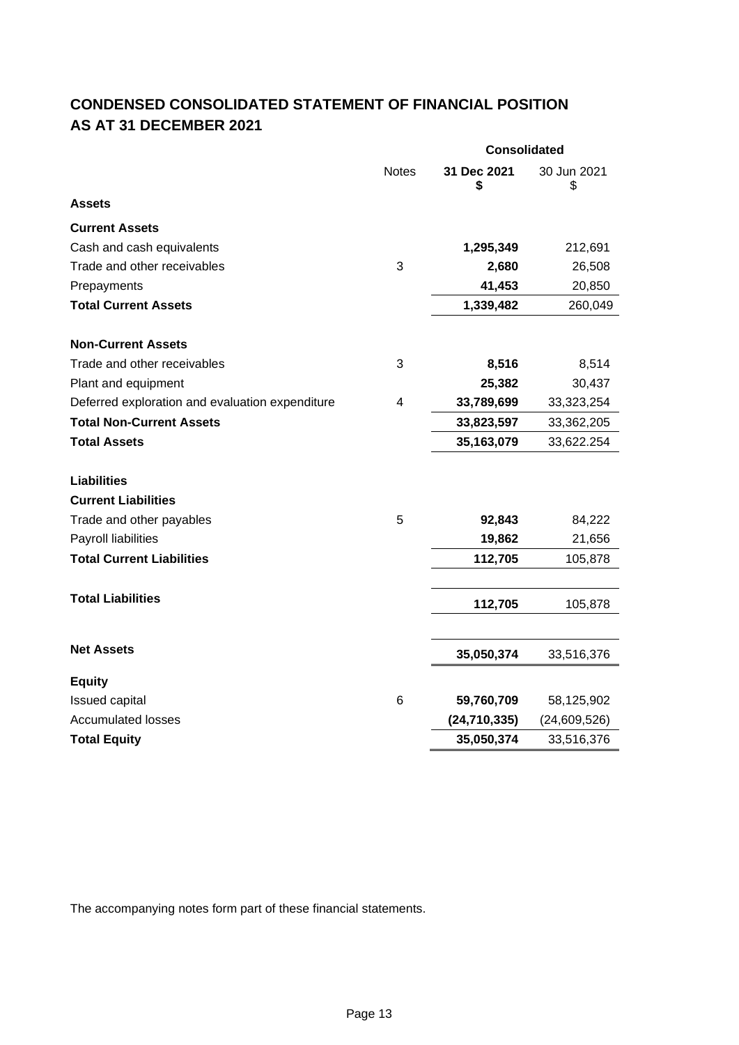# CONDENSED CONSOLIDATED STATEMENT OF FINANCIAL POSITION
# AS AT 31 DECEMBER 2021

| | Notes | Consolidated | |
|---|---|---|---|
| | | **31 Dec 2021 $** | 30 Jun 2021 $ |
| **Assets** | | | |
| **Current Assets** | | | |
| Cash and cash equivalents | | **1,295,349** | 212,691 |
| Trade and other receivables | 3 | **2,680** | 26,508 |
| Prepayments | | **41,453** | 20,850 |
| **Total Current Assets** | | **1,339,482** | 260,049 |
| **Non-Current Assets** | | | |
| Trade and other receivables | 3 | **8,516** | 8,514 |
| Plant and equipment | | **25,382** | 30,437 |
| Deferred exploration and evaluation expenditure | 4 | **33,789,699** | 33,323,254 |
| **Total Non-Current Assets** | | **33,823,597** | 33,362,205 |
| **Total Assets** | | **35,163,079** | 33,622.254 |
| **Liabilities** | | | |
| **Current Liabilities** | | | |
| Trade and other payables | 5 | **92,843** | 84,222 |
| Payroll liabilities | | **19,862** | 21,656 |
| **Total Current Liabilities** | | **112,705** | 105,878 |
| **Total Liabilities** | | **112,705** | 105,878 |
| **Net Assets** | | **35,050,374** | 33,516,376 |
| **Equity** | | | |
| Issued capital | 6 | **59,760,709** | 58,125,902 |
| Accumulated losses | | **(24,710,335)** | (24,609,526) |
| **Total Equity** | | **35,050,374** | 33,516,376 |

The accompanying notes form part of these financial statements.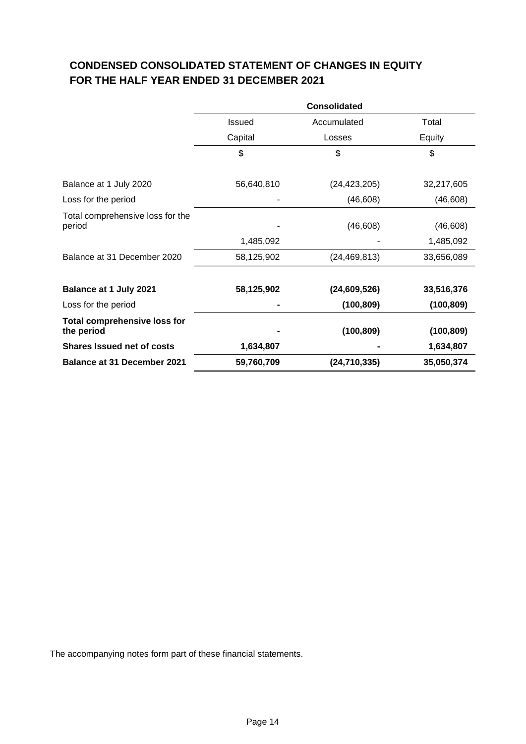# CONDENSED CONSOLIDATED STATEMENT OF CHANGES IN EQUITY FOR THE HALF YEAR ENDED 31 DECEMBER 2021

| | Consolidated | | |
|---|---|---|---|
| | Issued Capital | Accumulated Losses | Total Equity |
| | $ | $ | $ |
| Balance at 1 July 2020 | 56,640,810 | (24,423,205) | 32,217,605 |
| Loss for the period | - | (46,608) | (46,608) |
| Total comprehensive loss for the period | - | (46,608) | (46,608) |
| | 1,485,092 | - | 1,485,092 |
| Balance at 31 December 2020 | 58,125,902 | (24,469,813) | 33,656,089 |
| **Balance at 1 July 2021** | **58,125,902** | **(24,609,526)** | **33,516,376** |
| Loss for the period | **-** | **(100,809)** | **(100,809)** |
| **Total comprehensive loss for the period** | **-** | **(100,809)** | **(100,809)** |
| **Shares Issued net of costs** | **1,634,807** | **-** | **1,634,807** |
| **Balance at 31 December 2021** | **59,760,709** | **(24,710,335)** | **35,050,374** |

The accompanying notes form part of these financial statements.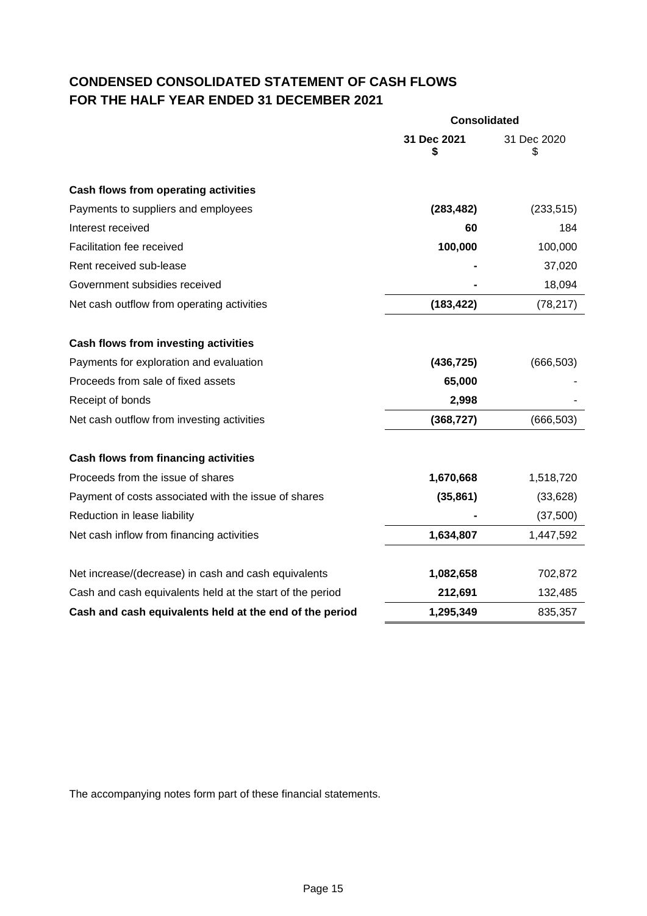# CONDENSED CONSOLIDATED STATEMENT OF CASH FLOWS
# FOR THE HALF YEAR ENDED 31 DECEMBER 2021

| | Consolidated | |
|---|---|---|
| | **31 Dec 2021 $** | 31 Dec 2020 $ |
| **Cash flows from operating activities** | | |
| Payments to suppliers and employees | **(283,482)** | (233,515) |
| Interest received | **60** | 184 |
| Facilitation fee received | **100,000** | 100,000 |
| Rent received sub-lease | **-** | 37,020 |
| Government subsidies received | **-** | 18,094 |
| Net cash outflow from operating activities | **(183,422)** | (78,217) |
| **Cash flows from investing activities** | | |
| Payments for exploration and evaluation | **(436,725)** | (666,503) |
| Proceeds from sale of fixed assets | **65,000** | - |
| Receipt of bonds | **2,998** | - |
| Net cash outflow from investing activities | **(368,727)** | (666,503) |
| **Cash flows from financing activities** | | |
| Proceeds from the issue of shares | **1,670,668** | 1,518,720 |
| Payment of costs associated with the issue of shares | **(35,861)** | (33,628) |
| Reduction in lease liability | **-** | (37,500) |
| Net cash inflow from financing activities | **1,634,807** | 1,447,592 |
| Net increase/(decrease) in cash and cash equivalents | **1,082,658** | 702,872 |
| Cash and cash equivalents held at the start of the period | **212,691** | 132,485 |
| **Cash and cash equivalents held at the end of the period** | **1,295,349** | 835,357 |

The accompanying notes form part of these financial statements.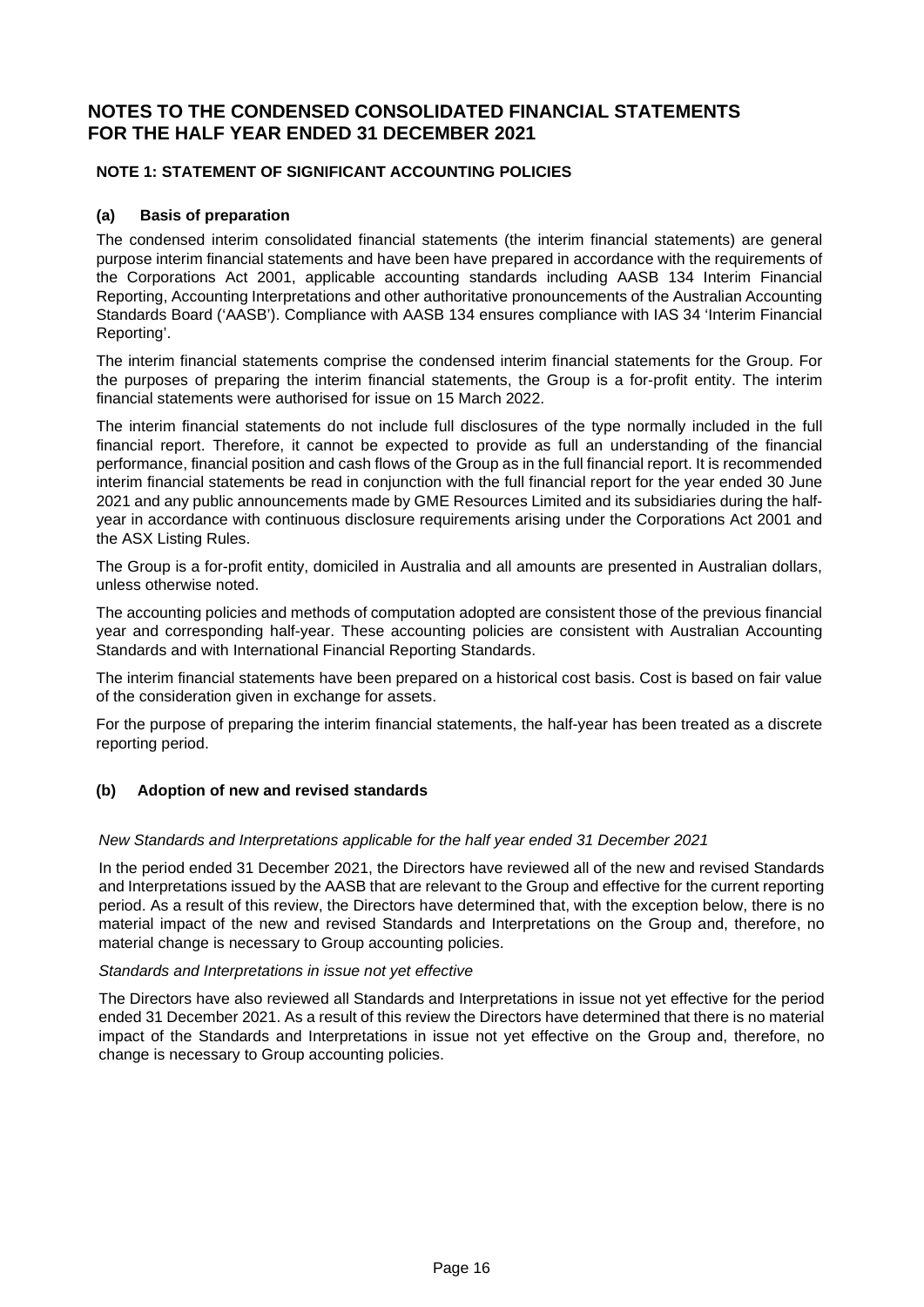# NOTES TO THE CONDENSED CONSOLIDATED FINANCIAL STATEMENTS FOR THE HALF YEAR ENDED 31 DECEMBER 2021

## NOTE 1: STATEMENT OF SIGNIFICANT ACCOUNTING POLICIES

### (a) Basis of preparation

The condensed interim consolidated financial statements (the interim financial statements) are general purpose interim financial statements and have been have prepared in accordance with the requirements of the Corporations Act 2001, applicable accounting standards including AASB 134 Interim Financial Reporting, Accounting Interpretations and other authoritative pronouncements of the Australian Accounting Standards Board ('AASB'). Compliance with AASB 134 ensures compliance with IAS 34 'Interim Financial Reporting'.

The interim financial statements comprise the condensed interim financial statements for the Group. For the purposes of preparing the interim financial statements, the Group is a for-profit entity. The interim financial statements were authorised for issue on 15 March 2022.

The interim financial statements do not include full disclosures of the type normally included in the full financial report. Therefore, it cannot be expected to provide as full an understanding of the financial performance, financial position and cash flows of the Group as in the full financial report. It is recommended interim financial statements be read in conjunction with the full financial report for the year ended 30 June 2021 and any public announcements made by GME Resources Limited and its subsidiaries during the half-year in accordance with continuous disclosure requirements arising under the Corporations Act 2001 and the ASX Listing Rules.

The Group is a for-profit entity, domiciled in Australia and all amounts are presented in Australian dollars, unless otherwise noted.

The accounting policies and methods of computation adopted are consistent those of the previous financial year and corresponding half-year. These accounting policies are consistent with Australian Accounting Standards and with International Financial Reporting Standards.

The interim financial statements have been prepared on a historical cost basis. Cost is based on fair value of the consideration given in exchange for assets.

For the purpose of preparing the interim financial statements, the half-year has been treated as a discrete reporting period.

### (b) Adoption of new and revised standards

*New Standards and Interpretations applicable for the half year ended 31 December 2021*

In the period ended 31 December 2021, the Directors have reviewed all of the new and revised Standards and Interpretations issued by the AASB that are relevant to the Group and effective for the current reporting period. As a result of this review, the Directors have determined that, with the exception below, there is no material impact of the new and revised Standards and Interpretations on the Group and, therefore, no material change is necessary to Group accounting policies.

*Standards and Interpretations in issue not yet effective*

The Directors have also reviewed all Standards and Interpretations in issue not yet effective for the period ended 31 December 2021. As a result of this review the Directors have determined that there is no material impact of the Standards and Interpretations in issue not yet effective on the Group and, therefore, no change is necessary to Group accounting policies.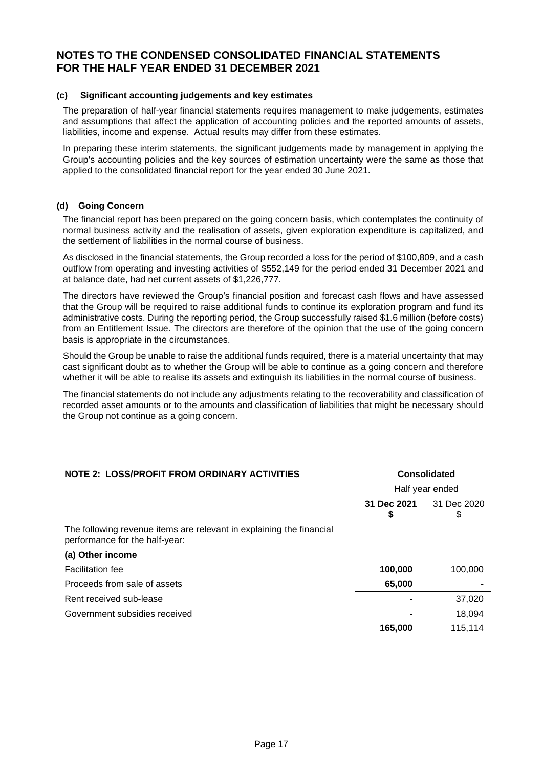# NOTES TO THE CONDENSED CONSOLIDATED FINANCIAL STATEMENTS FOR THE HALF YEAR ENDED 31 DECEMBER 2021

### (c) Significant accounting judgements and key estimates

The preparation of half-year financial statements requires management to make judgements, estimates and assumptions that affect the application of accounting policies and the reported amounts of assets, liabilities, income and expense. Actual results may differ from these estimates.

In preparing these interim statements, the significant judgements made by management in applying the Group's accounting policies and the key sources of estimation uncertainty were the same as those that applied to the consolidated financial report for the year ended 30 June 2021.

### (d) Going Concern

The financial report has been prepared on the going concern basis, which contemplates the continuity of normal business activity and the realisation of assets, given exploration expenditure is capitalized, and the settlement of liabilities in the normal course of business.

As disclosed in the financial statements, the Group recorded a loss for the period of $100,809, and a cash outflow from operating and investing activities of $552,149 for the period ended 31 December 2021 and at balance date, had net current assets of $1,226,777.

The directors have reviewed the Group's financial position and forecast cash flows and have assessed that the Group will be required to raise additional funds to continue its exploration program and fund its administrative costs. During the reporting period, the Group successfully raised $1.6 million (before costs) from an Entitlement Issue. The directors are therefore of the opinion that the use of the going concern basis is appropriate in the circumstances.

Should the Group be unable to raise the additional funds required, there is a material uncertainty that may cast significant doubt as to whether the Group will be able to continue as a going concern and therefore whether it will be able to realise its assets and extinguish its liabilities in the normal course of business.

The financial statements do not include any adjustments relating to the recoverability and classification of recorded asset amounts or to the amounts and classification of liabilities that might be necessary should the Group not continue as a going concern.

## NOTE 2: LOSS/PROFIT FROM ORDINARY ACTIVITIES

| | Consolidated | |
|---|---|---|
| | Half year ended | |
| | **31 Dec 2021 $** | 31 Dec 2020 $ |
| The following revenue items are relevant in explaining the financial performance for the half-year: | | |
| **(a) Other income** | | |
| Facilitation fee | **100,000** | 100,000 |
| Proceeds from sale of assets | **65,000** | - |
| Rent received sub-lease | **-** | 37,020 |
| Government subsidies received | **-** | 18,094 |
| | **165,000** | 115,114 |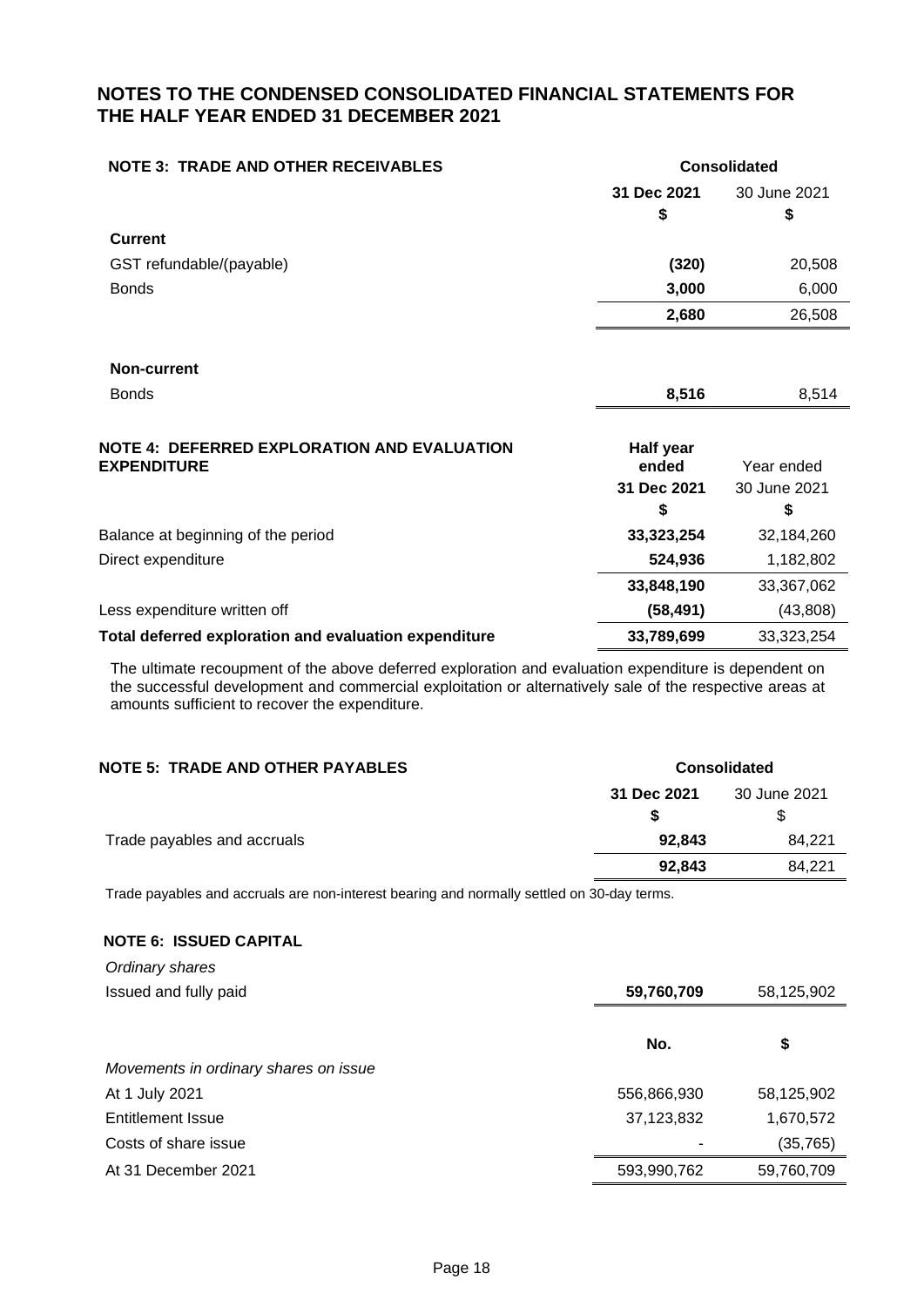# NOTES TO THE CONDENSED CONSOLIDATED FINANCIAL STATEMENTS FOR THE HALF YEAR ENDED 31 DECEMBER 2021

## NOTE 3: TRADE AND OTHER RECEIVABLES

| | Consolidated | |
|---|---|---|
| | **31 Dec 2021** | 30 June 2021 |
| | **$** | $ |
| **Current** | | |
| GST refundable/(payable) | **(320)** | 20,508 |
| Bonds | **3,000** | 6,000 |
| | **2,680** | 26,508 |
| | | |
| **Non-current** | | |
| Bonds | **8,516** | 8,514 |

## NOTE 4: DEFERRED EXPLORATION AND EVALUATION EXPENDITURE

| | Half year ended | Year ended |
|---|---|---|
| | **31 Dec 2021** | 30 June 2021 |
| | **$** | $ |
| Balance at beginning of the period | **33,323,254** | 32,184,260 |
| Direct expenditure | **524,936** | 1,182,802 |
| | **33,848,190** | 33,367,062 |
| Less expenditure written off | **(58,491)** | (43,808) |
| **Total deferred exploration and evaluation expenditure** | **33,789,699** | 33,323,254 |

The ultimate recoupment of the above deferred exploration and evaluation expenditure is dependent on the successful development and commercial exploitation or alternatively sale of the respective areas at amounts sufficient to recover the expenditure.

## NOTE 5: TRADE AND OTHER PAYABLES

| | Consolidated | |
|---|---|---|
| | **31 Dec 2021** | 30 June 2021 |
| | **$** | $ |
| Trade payables and accruals | **92,843** | 84,221 |
| | **92,843** | 84,221 |

Trade payables and accruals are non-interest bearing and normally settled on 30-day terms.

## NOTE 6: ISSUED CAPITAL

| | | |
|---|---|---|
| *Ordinary shares* | | |
| Issued and fully paid | **59,760,709** | 58,125,902 |
| | | |
| | **No.** | **$** |
| *Movements in ordinary shares on issue* | | |
| At 1 July 2021 | 556,866,930 | 58,125,902 |
| Entitlement Issue | 37,123,832 | 1,670,572 |
| Costs of share issue | - | (35,765) |
| At 31 December 2021 | 593,990,762 | 59,760,709 |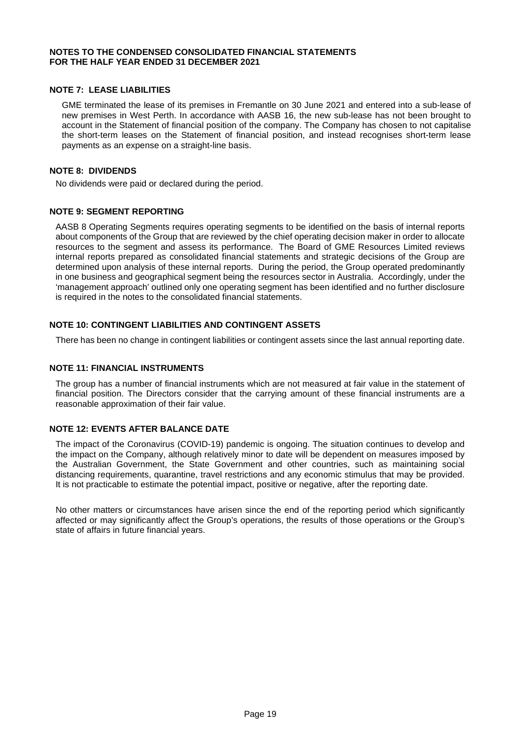**NOTES TO THE CONDENSED CONSOLIDATED FINANCIAL STATEMENTS**
**FOR THE HALF YEAR ENDED 31 DECEMBER 2021**

### NOTE 7: LEASE LIABILITIES

GME terminated the lease of its premises in Fremantle on 30 June 2021 and entered into a sub-lease of new premises in West Perth. In accordance with AASB 16, the new sub-lease has not been brought to account in the Statement of financial position of the company. The Company has chosen to not capitalise the short-term leases on the Statement of financial position, and instead recognises short-term lease payments as an expense on a straight-line basis.

### NOTE 8: DIVIDENDS

No dividends were paid or declared during the period.

### NOTE 9: SEGMENT REPORTING

AASB 8 Operating Segments requires operating segments to be identified on the basis of internal reports about components of the Group that are reviewed by the chief operating decision maker in order to allocate resources to the segment and assess its performance. The Board of GME Resources Limited reviews internal reports prepared as consolidated financial statements and strategic decisions of the Group are determined upon analysis of these internal reports. During the period, the Group operated predominantly in one business and geographical segment being the resources sector in Australia. Accordingly, under the 'management approach' outlined only one operating segment has been identified and no further disclosure is required in the notes to the consolidated financial statements.

### NOTE 10: CONTINGENT LIABILITIES AND CONTINGENT ASSETS

There has been no change in contingent liabilities or contingent assets since the last annual reporting date.

### NOTE 11: FINANCIAL INSTRUMENTS

The group has a number of financial instruments which are not measured at fair value in the statement of financial position. The Directors consider that the carrying amount of these financial instruments are a reasonable approximation of their fair value.

### NOTE 12: EVENTS AFTER BALANCE DATE

The impact of the Coronavirus (COVID-19) pandemic is ongoing. The situation continues to develop and the impact on the Company, although relatively minor to date will be dependent on measures imposed by the Australian Government, the State Government and other countries, such as maintaining social distancing requirements, quarantine, travel restrictions and any economic stimulus that may be provided. It is not practicable to estimate the potential impact, positive or negative, after the reporting date.

No other matters or circumstances have arisen since the end of the reporting period which significantly affected or may significantly affect the Group's operations, the results of those operations or the Group's state of affairs in future financial years.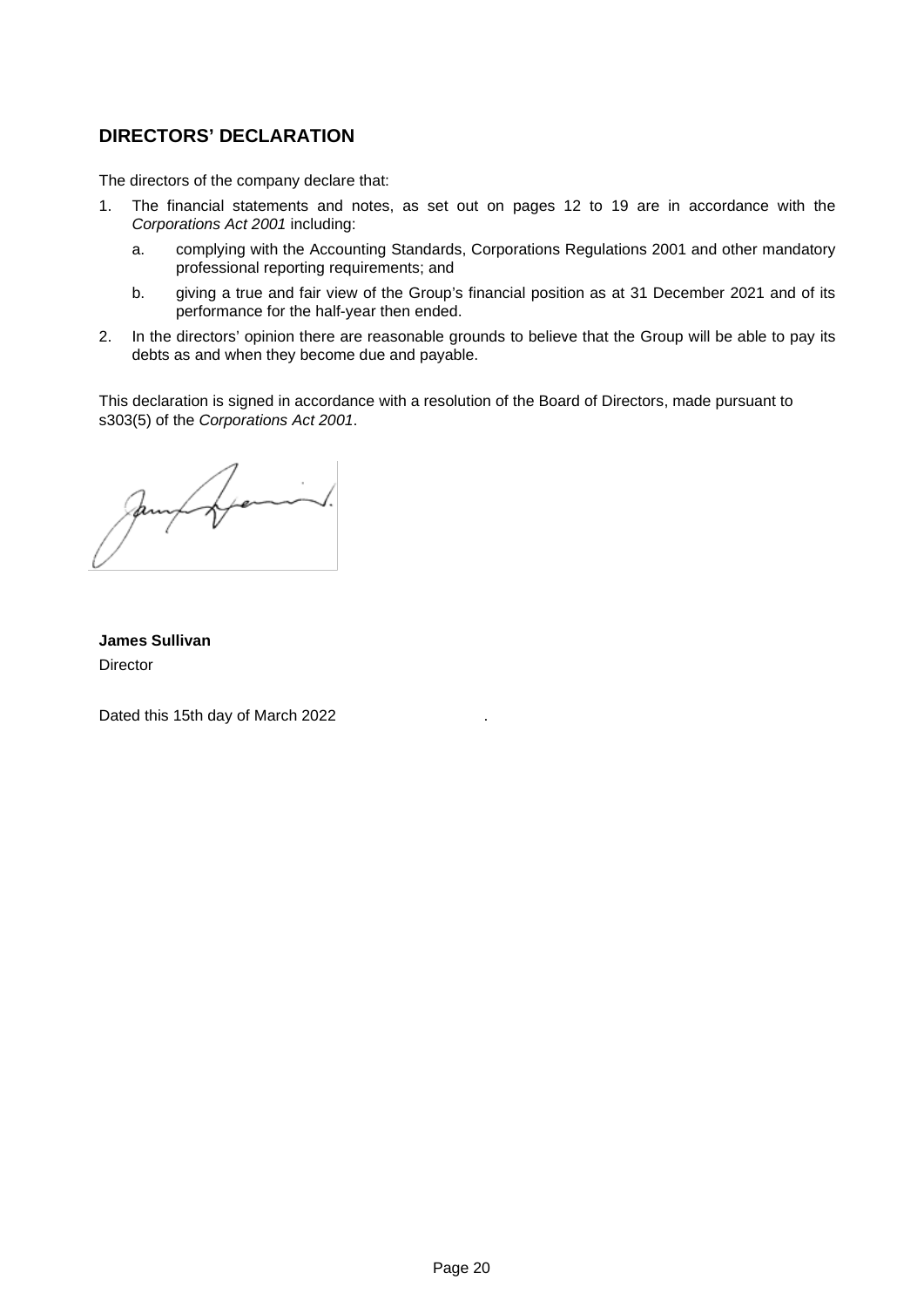## DIRECTORS' DECLARATION

The directors of the company declare that:

1. The financial statements and notes, as set out on pages 12 to 19 are in accordance with the *Corporations Act 2001* including:
   a. complying with the Accounting Standards, Corporations Regulations 2001 and other mandatory professional reporting requirements; and
   b. giving a true and fair view of the Group's financial position as at 31 December 2021 and of its performance for the half-year then ended.
2. In the directors' opinion there are reasonable grounds to believe that the Group will be able to pay its debts as and when they become due and payable.

This declaration is signed in accordance with a resolution of the Board of Directors, made pursuant to s303(5) of the *Corporations Act 2001*.

**James Sullivan**
Director

Dated this 15th day of March 2022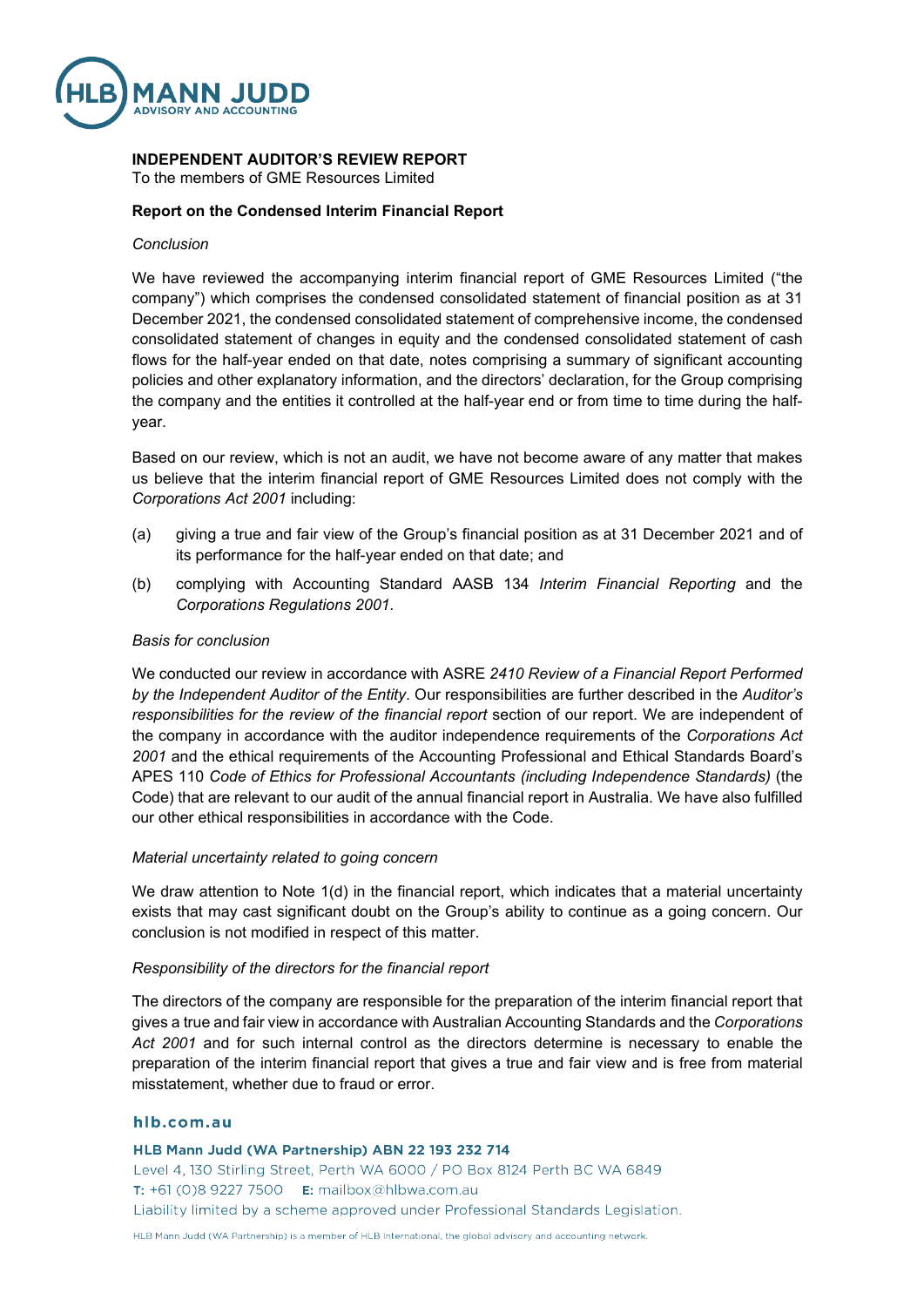# INDEPENDENT AUDITOR'S REVIEW REPORT

To the members of GME Resources Limited

## Report on the Condensed Interim Financial Report

*Conclusion*

We have reviewed the accompanying interim financial report of GME Resources Limited ("the company") which comprises the condensed consolidated statement of financial position as at 31 December 2021, the condensed consolidated statement of comprehensive income, the condensed consolidated statement of changes in equity and the condensed consolidated statement of cash flows for the half-year ended on that date, notes comprising a summary of significant accounting policies and other explanatory information, and the directors' declaration, for the Group comprising the company and the entities it controlled at the half-year end or from time to time during the half-year.

Based on our review, which is not an audit, we have not become aware of any matter that makes us believe that the interim financial report of GME Resources Limited does not comply with the *Corporations Act 2001* including:

(a) giving a true and fair view of the Group's financial position as at 31 December 2021 and of its performance for the half-year ended on that date; and

(b) complying with Accounting Standard AASB 134 *Interim Financial Reporting* and the *Corporations Regulations 2001*.

*Basis for conclusion*

We conducted our review in accordance with ASRE *2410 Review of a Financial Report Performed by the Independent Auditor of the Entity*. Our responsibilities are further described in the *Auditor's responsibilities for the review of the financial report* section of our report. We are independent of the company in accordance with the auditor independence requirements of the *Corporations Act 2001* and the ethical requirements of the Accounting Professional and Ethical Standards Board's APES 110 *Code of Ethics for Professional Accountants (including Independence Standards)* (the Code) that are relevant to our audit of the annual financial report in Australia. We have also fulfilled our other ethical responsibilities in accordance with the Code.

*Material uncertainty related to going concern*

We draw attention to Note 1(d) in the financial report, which indicates that a material uncertainty exists that may cast significant doubt on the Group's ability to continue as a going concern. Our conclusion is not modified in respect of this matter.

*Responsibility of the directors for the financial report*

The directors of the company are responsible for the preparation of the interim financial report that gives a true and fair view in accordance with Australian Accounting Standards and the *Corporations Act 2001* and for such internal control as the directors determine is necessary to enable the preparation of the interim financial report that gives a true and fair view and is free from material misstatement, whether due to fraud or error.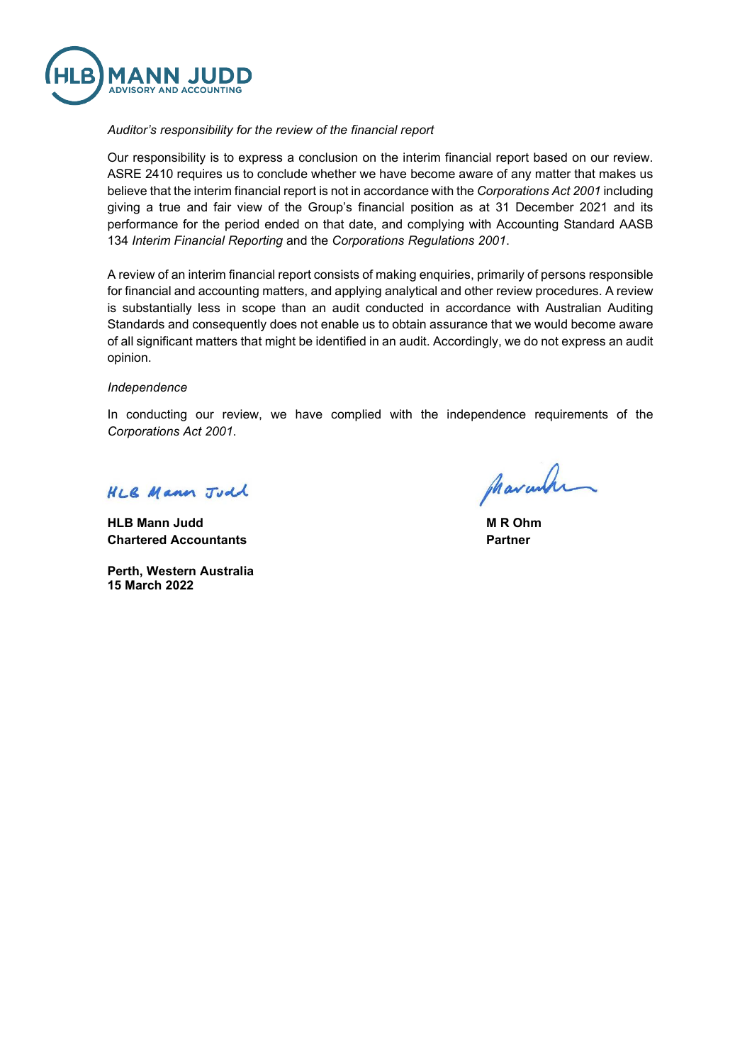*Auditor's responsibility for the review of the financial report*

Our responsibility is to express a conclusion on the interim financial report based on our review. ASRE 2410 requires us to conclude whether we have become aware of any matter that makes us believe that the interim financial report is not in accordance with the *Corporations Act 2001* including giving a true and fair view of the Group's financial position as at 31 December 2021 and its performance for the period ended on that date, and complying with Accounting Standard AASB 134 *Interim Financial Reporting* and the *Corporations Regulations 2001*.

A review of an interim financial report consists of making enquiries, primarily of persons responsible for financial and accounting matters, and applying analytical and other review procedures. A review is substantially less in scope than an audit conducted in accordance with Australian Auditing Standards and consequently does not enable us to obtain assurance that we would become aware of all significant matters that might be identified in an audit. Accordingly, we do not express an audit opinion.

*Independence*

In conducting our review, we have complied with the independence requirements of the *Corporations Act 2001*.

**HLB Mann Judd**
**Chartered Accountants**

**M R Ohm**
**Partner**

**Perth, Western Australia**
**15 March 2022**